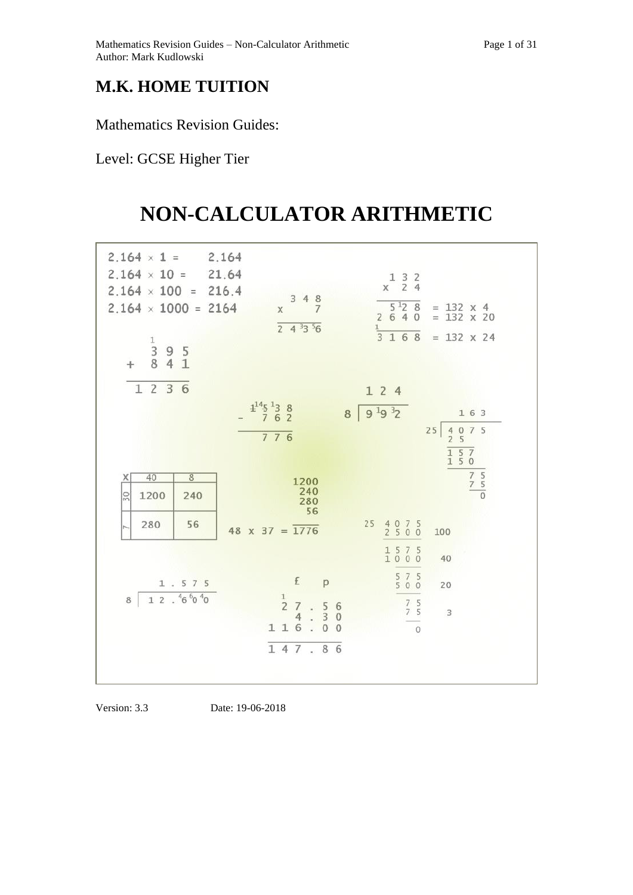# M.K. HOME TUITION

Mathematics Revision Guides:

Level: GCSE Higher Tier

# NON-CALCULATOR ARITHMETIC

$2.164 \times 1 = 2.164$
$2.164 \times 10 = 21.64$
$2.164 \times 100 = 216.4$
$2.164 \times 1000 = 2164$

Version: 3.3 Date: 19-06-2018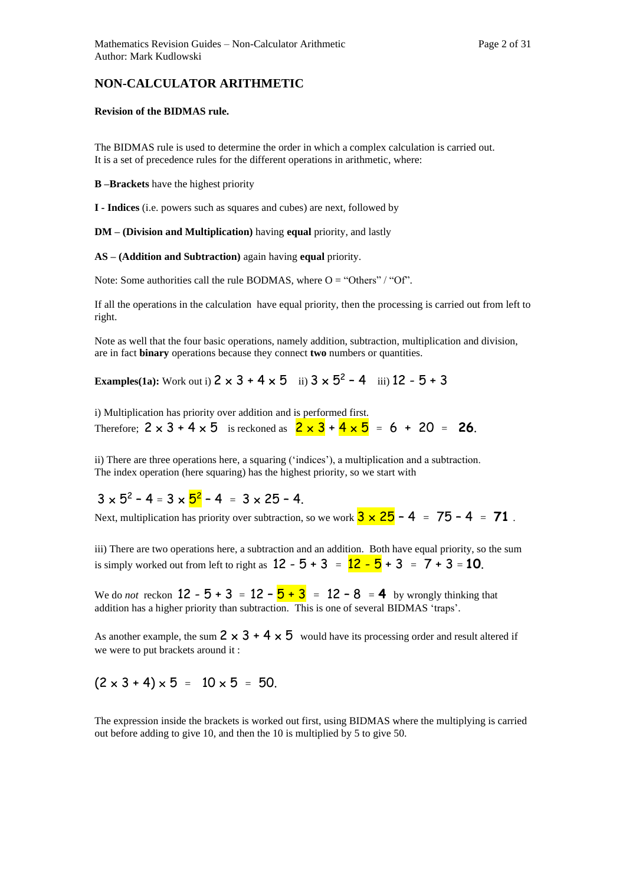# NON-CALCULATOR ARITHMETIC

**Revision of the BIDMAS rule.**

The BIDMAS rule is used to determine the order in which a complex calculation is carried out. It is a set of precedence rules for the different operations in arithmetic, where:

**B** –**Brackets** have the highest priority

**I - Indices** (i.e. powers such as squares and cubes) are next, followed by

**DM – (Division and Multiplication)** having **equal** priority, and lastly

**AS – (Addition and Subtraction)** again having **equal** priority.

Note: Some authorities call the rule BODMAS, where O = "Others" / "Of".

If all the operations in the calculation have equal priority, then the processing is carried out from left to right.

Note as well that the four basic operations, namely addition, subtraction, multiplication and division, are in fact **binary** operations because they connect **two** numbers or quantities.

**Examples(1a):** Work out i) $2 \times 3 + 4 \times 5$ ii) $3 \times 5^2 - 4$ iii) $12 - 5 + 3$

i) Multiplication has priority over addition and is performed first.
Therefore; $2 \times 3 + 4 \times 5$ is reckoned as $2 \times 3 + 4 \times 5 = 6 + 20 = \mathbf{26}$.

ii) There are three operations here, a squaring ('indices'), a multiplication and a subtraction. The index operation (here squaring) has the highest priority, so we start with

$$3 \times 5^2 - 4 = 3 \times 5^2 - 4 = 3 \times 25 - 4.$$

Next, multiplication has priority over subtraction, so we work $3 \times 25 - 4 = 75 - 4 = \mathbf{71}$ .

iii) There are two operations here, a subtraction and an addition. Both have equal priority, so the sum is simply worked out from left to right as $12 - 5 + 3 = 12 - 5 + 3 = 7 + 3 = \mathbf{10}$.

We do *not* reckon $12 - 5 + 3 = 12 - 5 + 3 = 12 - 8 = \mathbf{4}$ by wrongly thinking that addition has a higher priority than subtraction. This is one of several BIDMAS 'traps'.

As another example, the sum $2 \times 3 + 4 \times 5$ would have its processing order and result altered if we were to put brackets around it :

$$(2 \times 3 + 4) \times 5 = 10 \times 5 = 50.$$

The expression inside the brackets is worked out first, using BIDMAS where the multiplying is carried out before adding to give 10, and then the 10 is multiplied by 5 to give 50.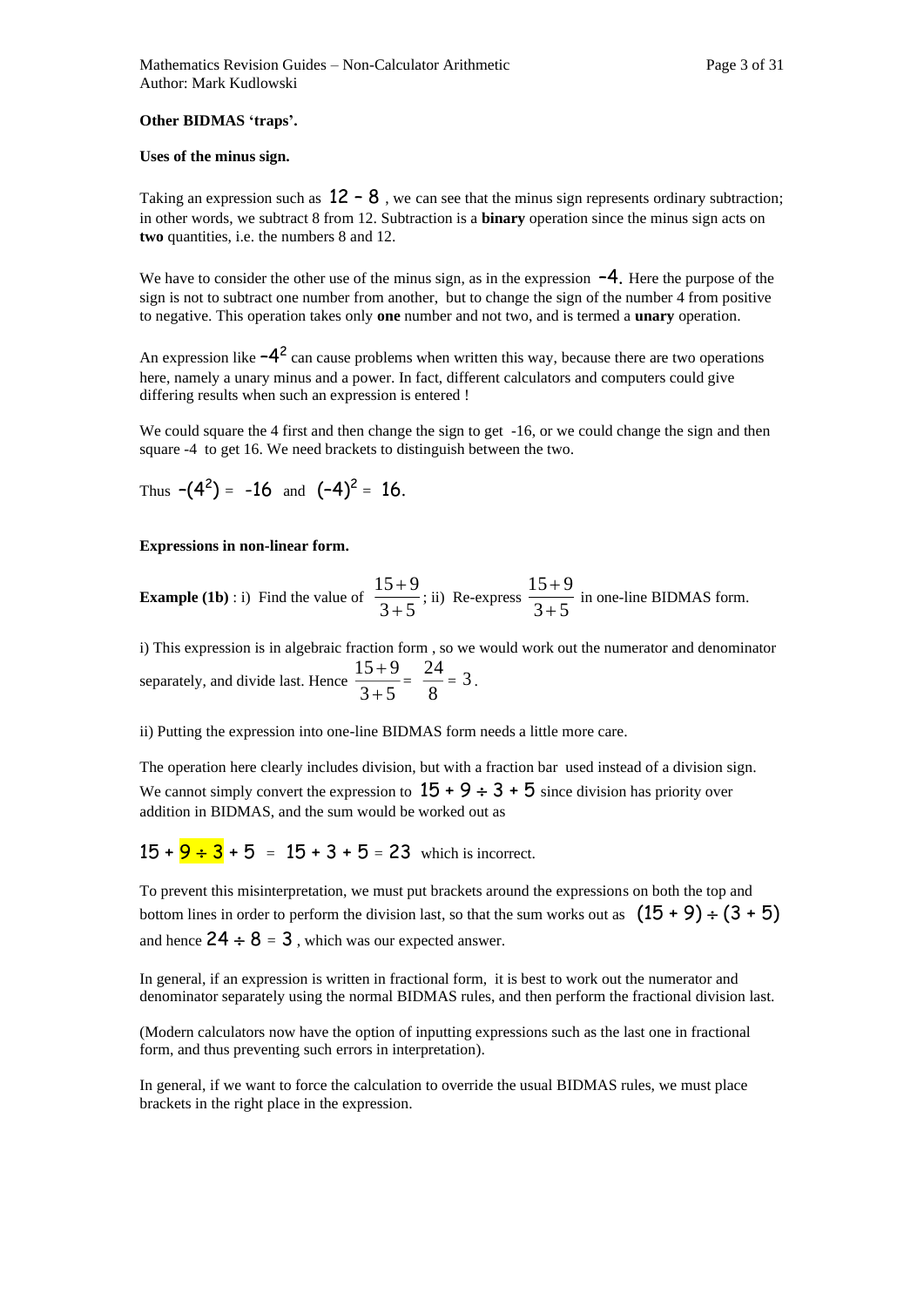**Other BIDMAS 'traps'.**

**Uses of the minus sign.**

Taking an expression such as $12 - 8$ , we can see that the minus sign represents ordinary subtraction; in other words, we subtract 8 from 12. Subtraction is a **binary** operation since the minus sign acts on **two** quantities, i.e. the numbers 8 and 12.

We have to consider the other use of the minus sign, as in the expression $-4$. Here the purpose of the sign is not to subtract one number from another, but to change the sign of the number 4 from positive to negative. This operation takes only **one** number and not two, and is termed a **unary** operation.

An expression like $-4^2$ can cause problems when written this way, because there are two operations here, namely a unary minus and a power. In fact, different calculators and computers could give differing results when such an expression is entered !

We could square the 4 first and then change the sign to get -16, or we could change the sign and then square -4 to get 16. We need brackets to distinguish between the two.

Thus $-(4^2) = -16$ and $(-4)^2 = 16$.

**Expressions in non-linear form.**

**Example (1b)** : i) Find the value of $\frac{15+9}{3+5}$; ii) Re-express $\frac{15+9}{3+5}$ in one-line BIDMAS form.

i) This expression is in algebraic fraction form , so we would work out the numerator and denominator separately, and divide last. Hence $\frac{15+9}{3+5} = \frac{24}{8} = 3$.

ii) Putting the expression into one-line BIDMAS form needs a little more care.

The operation here clearly includes division, but with a fraction bar used instead of a division sign. We cannot simply convert the expression to $15 + 9 \div 3 + 5$ since division has priority over addition in BIDMAS, and the sum would be worked out as

$15 + 9 \div 3 + 5 = 15 + 3 + 5 = 23$ which is incorrect.

To prevent this misinterpretation, we must put brackets around the expressions on both the top and bottom lines in order to perform the division last, so that the sum works out as $(15 + 9) \div (3 + 5)$ and hence $24 \div 8 = 3$ , which was our expected answer.

In general, if an expression is written in fractional form, it is best to work out the numerator and denominator separately using the normal BIDMAS rules, and then perform the fractional division last.

(Modern calculators now have the option of inputting expressions such as the last one in fractional form, and thus preventing such errors in interpretation).

In general, if we want to force the calculation to override the usual BIDMAS rules, we must place brackets in the right place in the expression.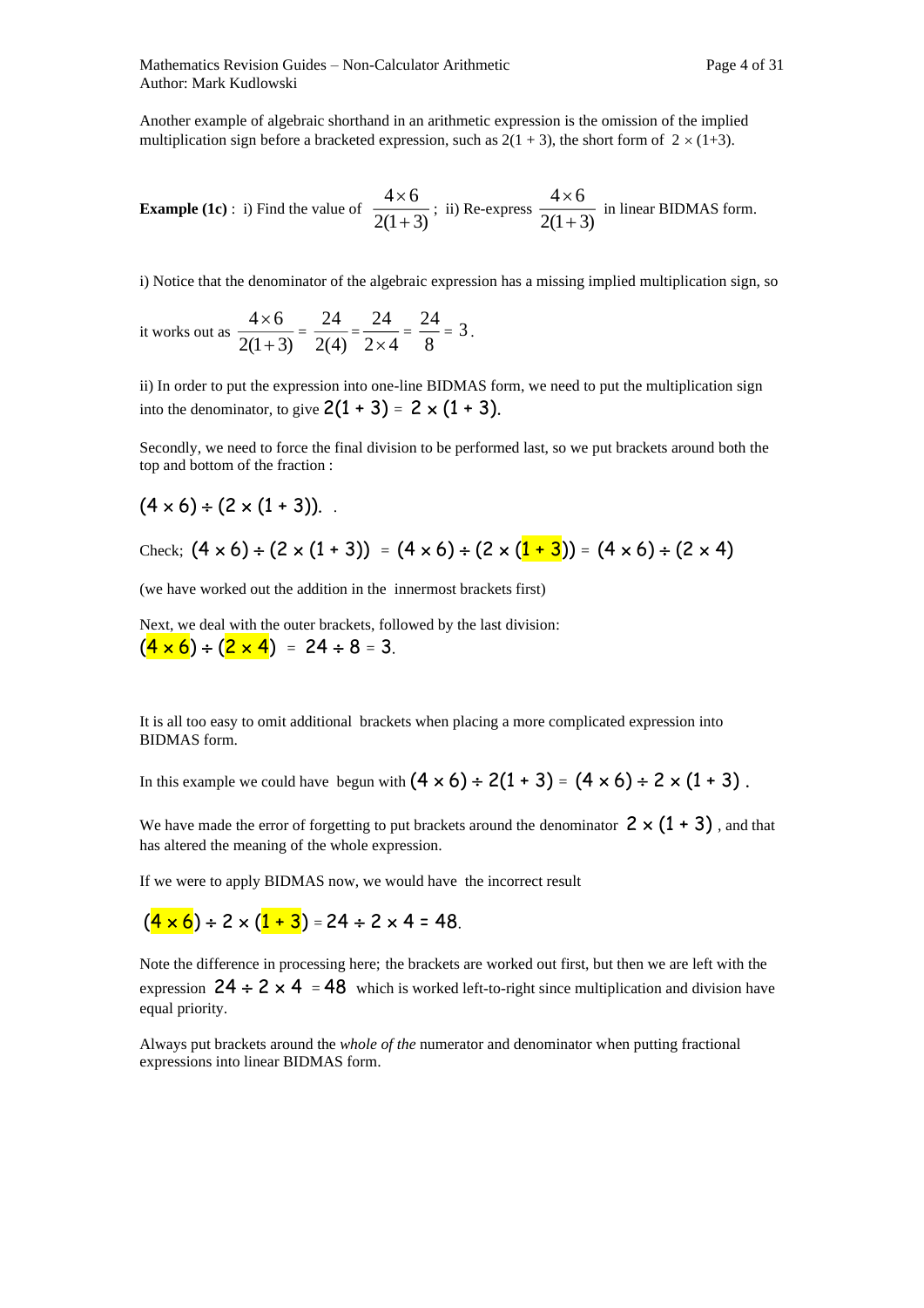Another example of algebraic shorthand in an arithmetic expression is the omission of the implied multiplication sign before a bracketed expression, such as $2(1 + 3)$, the short form of $2 \times (1+3)$.

**Example (1c)** : i) Find the value of $\dfrac{4 \times 6}{2(1+3)}$ ; ii) Re-express $\dfrac{4 \times 6}{2(1+3)}$ in linear BIDMAS form.

i) Notice that the denominator of the algebraic expression has a missing implied multiplication sign, so

it works out as $\dfrac{4 \times 6}{2(1+3)} = \dfrac{24}{2(4)} = \dfrac{24}{2 \times 4} = \dfrac{24}{8} = 3$.

ii) In order to put the expression into one-line BIDMAS form, we need to put the multiplication sign into the denominator, to give $2(1 + 3) = 2 \times (1 + 3)$.

Secondly, we need to force the final division to be performed last, so we put brackets around both the top and bottom of the fraction :

$(4 \times 6) \div (2 \times (1 + 3))$. .

Check; $(4 \times 6) \div (2 \times (1 + 3)) = (4 \times 6) \div (2 \times (1 + 3)) = (4 \times 6) \div (2 \times 4)$

(we have worked out the addition in the innermost brackets first)

Next, we deal with the outer brackets, followed by the last division:
$(4 \times 6) \div (2 \times 4) = 24 \div 8 = 3$.

It is all too easy to omit additional brackets when placing a more complicated expression into BIDMAS form.

In this example we could have begun with $(4 \times 6) \div 2(1 + 3) = (4 \times 6) \div 2 \times (1 + 3)$ .

We have made the error of forgetting to put brackets around the denominator $2 \times (1 + 3)$ , and that has altered the meaning of the whole expression.

If we were to apply BIDMAS now, we would have the incorrect result

$(4 \times 6) \div 2 \times (1 + 3) = 24 \div 2 \times 4 = 48$.

Note the difference in processing here; the brackets are worked out first, but then we are left with the expression $24 \div 2 \times 4 = 48$ which is worked left-to-right since multiplication and division have equal priority.

Always put brackets around the *whole of the* numerator and denominator when putting fractional expressions into linear BIDMAS form.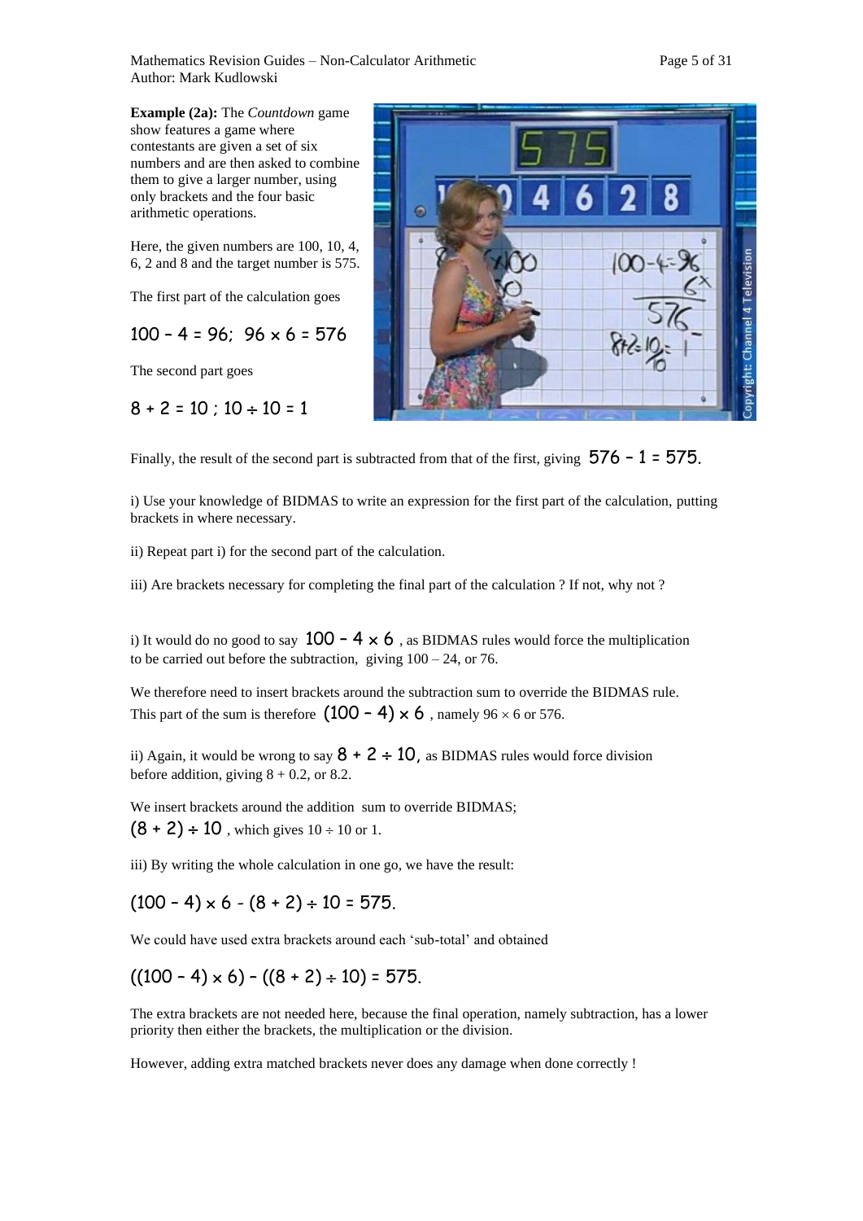**Example (2a):** The *Countdown* game show features a game where contestants are given a set of six numbers and are then asked to combine them to give a larger number, using only brackets and the four basic arithmetic operations.

Here, the given numbers are 100, 10, 4, 6, 2 and 8 and the target number is 575.

The first part of the calculation goes

$100 - 4 = 96; \; 96 \times 6 = 576$

The second part goes

$8 + 2 = 10 \; ; \; 10 \div 10 = 1$

Finally, the result of the second part is subtracted from that of the first, giving $576 - 1 = 575.$

i) Use your knowledge of BIDMAS to write an expression for the first part of the calculation, putting brackets in where necessary.

ii) Repeat part i) for the second part of the calculation.

iii) Are brackets necessary for completing the final part of the calculation ? If not, why not ?

i) It would do no good to say $100 - 4 \times 6$ , as BIDMAS rules would force the multiplication to be carried out before the subtraction, giving 100 – 24, or 76.

We therefore need to insert brackets around the subtraction sum to override the BIDMAS rule. This part of the sum is therefore $(100 - 4) \times 6$ , namely $96 \times 6$ or 576.

ii) Again, it would be wrong to say $8 + 2 \div 10,$ as BIDMAS rules would force division before addition, giving 8 + 0.2, or 8.2.

We insert brackets around the addition sum to override BIDMAS;
$(8 + 2) \div 10$ , which gives $10 \div 10$ or 1.

iii) By writing the whole calculation in one go, we have the result:

$$(100 - 4) \times 6 - (8 + 2) \div 10 = 575.$$

We could have used extra brackets around each 'sub-total' and obtained

$$((100 - 4) \times 6) - ((8 + 2) \div 10) = 575.$$

The extra brackets are not needed here, because the final operation, namely subtraction, has a lower priority then either the brackets, the multiplication or the division.

However, adding extra matched brackets never does any damage when done correctly !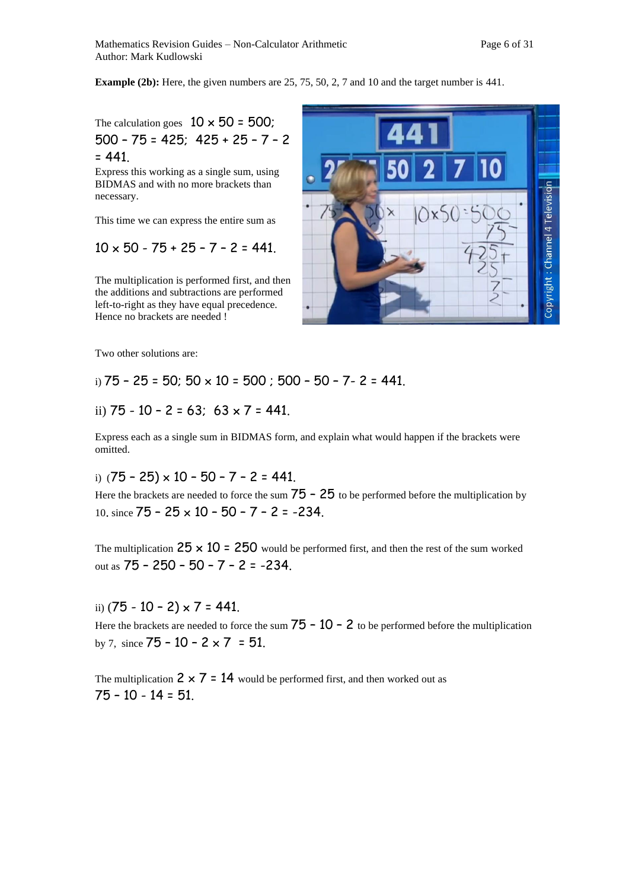**Example (2b):** Here, the given numbers are 25, 75, 50, 2, 7 and 10 and the target number is 441.

The calculation goes $10 \times 50 = 500$; $500 - 75 = 425$; $425 + 25 - 7 - 2 = 441$.

Express this working as a single sum, using BIDMAS and with no more brackets than necessary.

This time we can express the entire sum as

$$10 \times 50 - 75 + 25 - 7 - 2 = 441.$$

The multiplication is performed first, and then the additions and subtractions are performed left-to-right as they have equal precedence. Hence no brackets are needed !

Two other solutions are:

i) $75 - 25 = 50$; $50 \times 10 = 500$ ; $500 - 50 - 7 - 2 = 441$.

ii) $75 - 10 - 2 = 63$; $63 \times 7 = 441$.

Express each as a single sum in BIDMAS form, and explain what would happen if the brackets were omitted.

i) $(75 - 25) \times 10 - 50 - 7 - 2 = 441$.

Here the brackets are needed to force the sum $75 - 25$ to be performed before the multiplication by 10, since $75 - 25 \times 10 - 50 - 7 - 2 = -234$.

The multiplication $25 \times 10 = 250$ would be performed first, and then the rest of the sum worked out as $75 - 250 - 50 - 7 - 2 = -234$.

ii) $(75 - 10 - 2) \times 7 = 441$.

Here the brackets are needed to force the sum $75 - 10 - 2$ to be performed before the multiplication by 7, since $75 - 10 - 2 \times 7 = 51$.

The multiplication $2 \times 7 = 14$ would be performed first, and then worked out as $75 - 10 - 14 = 51$.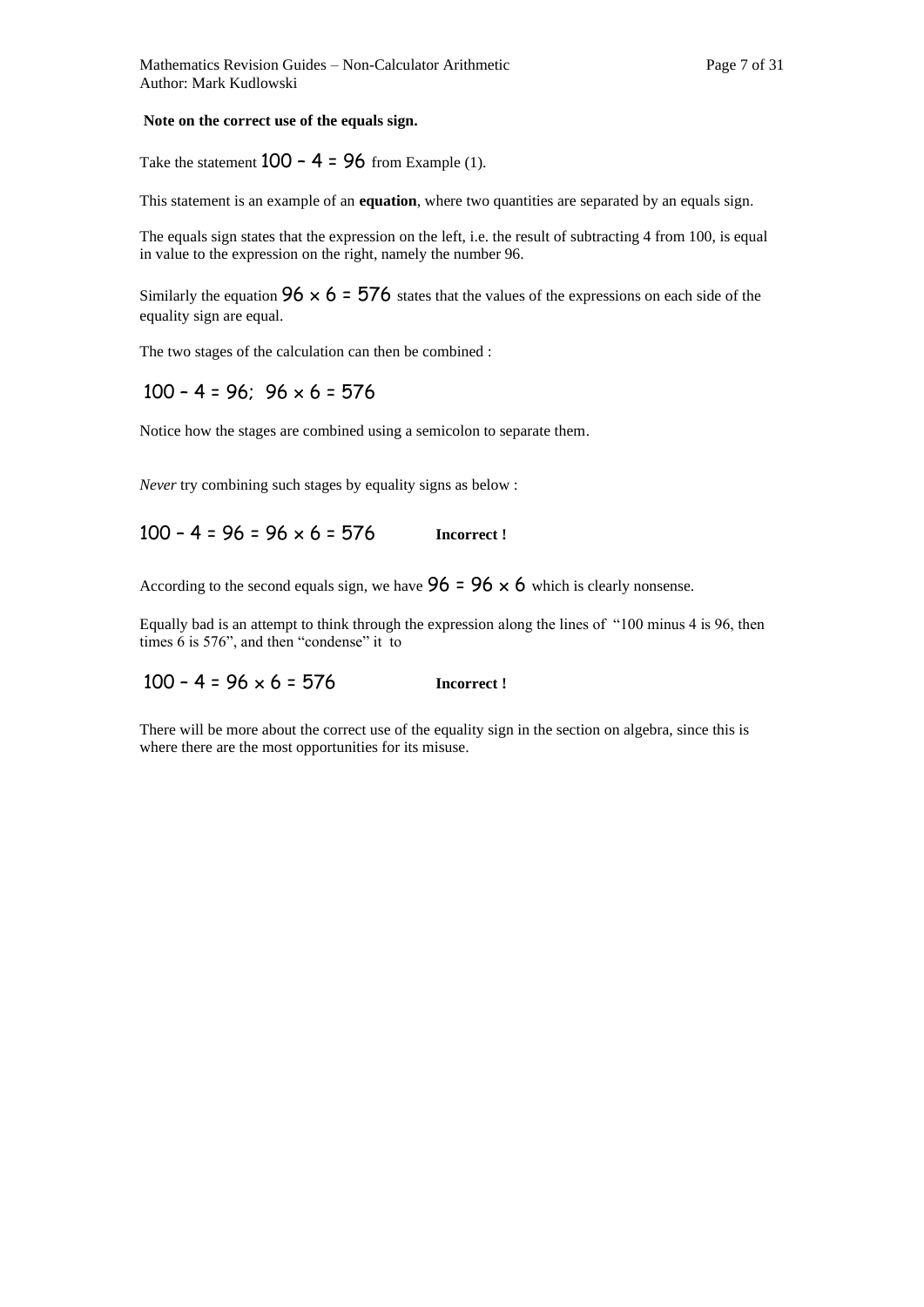**Note on the correct use of the equals sign.**

Take the statement $100 - 4 = 96$ from Example (1).

This statement is an example of an **equation**, where two quantities are separated by an equals sign.

The equals sign states that the expression on the left, i.e. the result of subtracting 4 from 100, is equal in value to the expression on the right, namely the number 96.

Similarly the equation $96 \times 6 = 576$ states that the values of the expressions on each side of the equality sign are equal.

The two stages of the calculation can then be combined :

$$100 - 4 = 96; \;\; 96 \times 6 = 576$$

Notice how the stages are combined using a semicolon to separate them.

*Never* try combining such stages by equality signs as below :

$100 - 4 = 96 = 96 \times 6 = 576$ **Incorrect !**

According to the second equals sign, we have $96 = 96 \times 6$ which is clearly nonsense.

Equally bad is an attempt to think through the expression along the lines of "100 minus 4 is 96, then times 6 is 576", and then "condense" it to

$100 - 4 = 96 \times 6 = 576$ **Incorrect !**

There will be more about the correct use of the equality sign in the section on algebra, since this is where there are the most opportunities for its misuse.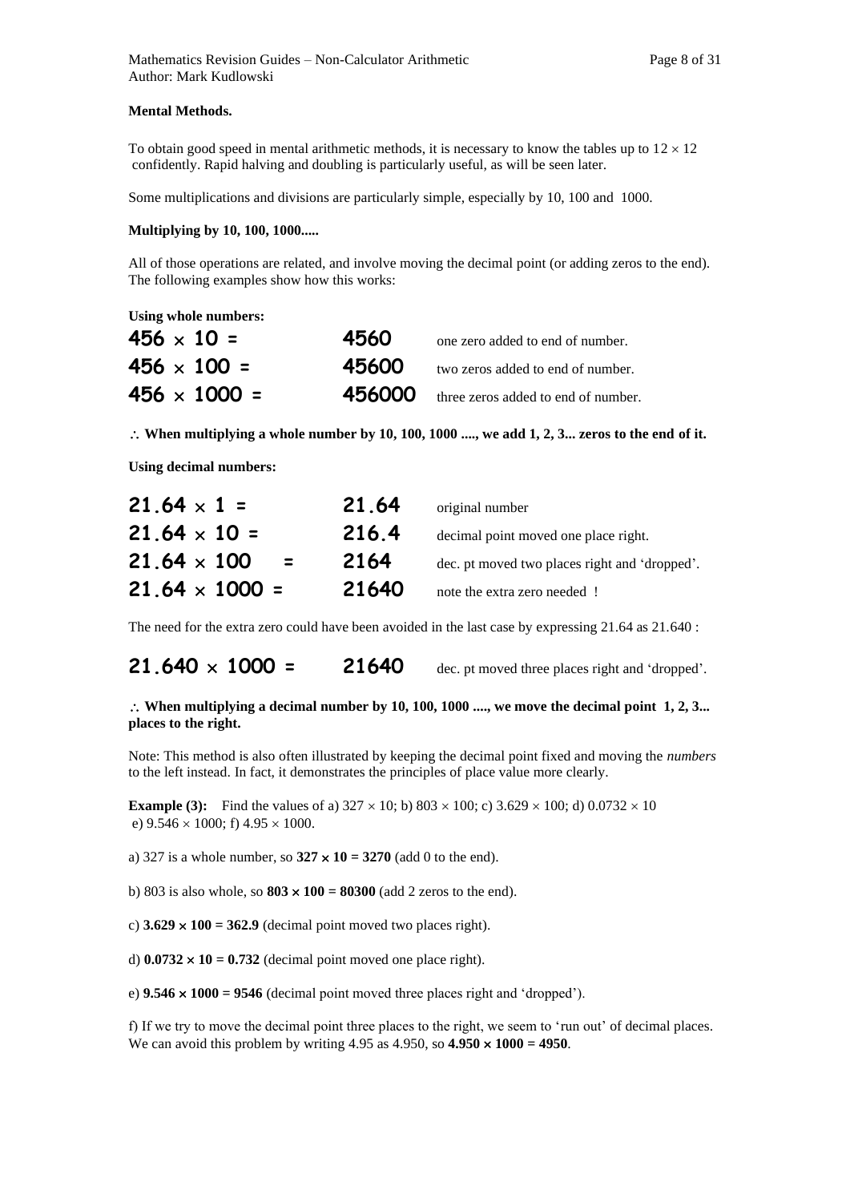**Mental Methods.**

To obtain good speed in mental arithmetic methods, it is necessary to know the tables up to $12 \times 12$ confidently. Rapid halving and doubling is particularly useful, as will be seen later.

Some multiplications and divisions are particularly simple, especially by 10, 100 and 1000.

**Multiplying by 10, 100, 1000.....**

All of those operations are related, and involve moving the decimal point (or adding zeros to the end). The following examples show how this works:

**Using whole numbers:**

| | | |
|---|---|---|
| **$456 \times 10$ =** | **4560** | one zero added to end of number. |
| **$456 \times 100$ =** | **45600** | two zeros added to end of number. |
| **$456 \times 1000$ =** | **456000** | three zeros added to end of number. |

$\therefore$ **When multiplying a whole number by 10, 100, 1000 ...., we add 1, 2, 3... zeros to the end of it.**

**Using decimal numbers:**

| | | |
|---|---|---|
| **$21.64 \times 1$ =** | **21.64** | original number |
| **$21.64 \times 10$ =** | **216.4** | decimal point moved one place right. |
| **$21.64 \times 100$ =** | **2164** | dec. pt moved two places right and 'dropped'. |
| **$21.64 \times 1000$ =** | **21640** | note the extra zero needed ! |

The need for the extra zero could have been avoided in the last case by expressing 21.64 as 21.640 :

| | | |
|---|---|---|
| **$21.640 \times 1000$ =** | **21640** | dec. pt moved three places right and 'dropped'. |

$\therefore$ **When multiplying a decimal number by 10, 100, 1000 ...., we move the decimal point 1, 2, 3... places to the right.**

Note: This method is also often illustrated by keeping the decimal point fixed and moving the *numbers* to the left instead. In fact, it demonstrates the principles of place value more clearly.

**Example (3):** Find the values of a) $327 \times 10$; b) $803 \times 100$; c) $3.629 \times 100$; d) $0.0732 \times 10$ e) $9.546 \times 1000$; f) $4.95 \times 1000$.

a) 327 is a whole number, so **$327 \times 10 = 3270$** (add 0 to the end).

b) 803 is also whole, so **$803 \times 100 = 80300$** (add 2 zeros to the end).

c) **$3.629 \times 100 = 362.9$** (decimal point moved two places right).

d) **$0.0732 \times 10 = 0.732$** (decimal point moved one place right).

e) **$9.546 \times 1000 = 9546$** (decimal point moved three places right and 'dropped').

f) If we try to move the decimal point three places to the right, we seem to 'run out' of decimal places. We can avoid this problem by writing 4.95 as 4.950, so **$4.950 \times 1000 = 4950$**.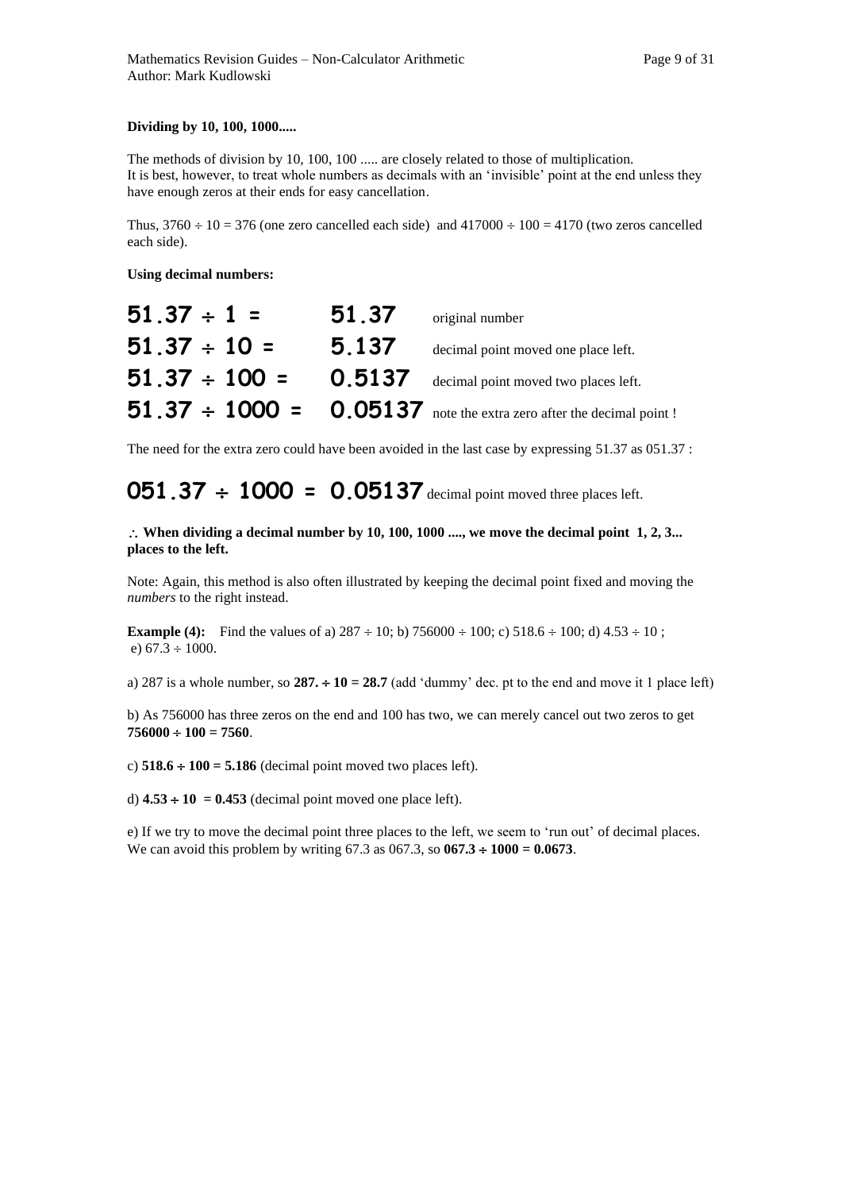**Dividing by 10, 100, 1000.....**

The methods of division by 10, 100, 100 ..... are closely related to those of multiplication.
It is best, however, to treat whole numbers as decimals with an 'invisible' point at the end unless they have enough zeros at their ends for easy cancellation.

Thus, $3760 \div 10 = 376$ (one zero cancelled each side) and $417000 \div 100 = 4170$ (two zeros cancelled each side).

**Using decimal numbers:**

| | | |
|---|---|---|
| **$51.37 \div 1 =$** | **51.37** | original number |
| **$51.37 \div 10 =$** | **5.137** | decimal point moved one place left. |
| **$51.37 \div 100 =$** | **0.5137** | decimal point moved two places left. |
| **$51.37 \div 1000 =$** | **0.05137** | note the extra zero after the decimal point ! |

The need for the extra zero could have been avoided in the last case by expressing 51.37 as 051.37 :

**$051.37 \div 1000 = 0.05137$** decimal point moved three places left.

$\therefore$ **When dividing a decimal number by 10, 100, 1000 ...., we move the decimal point 1, 2, 3... places to the left.**

Note: Again, this method is also often illustrated by keeping the decimal point fixed and moving the *numbers* to the right instead.

**Example (4):** Find the values of a) $287 \div 10$; b) $756000 \div 100$; c) $518.6 \div 100$; d) $4.53 \div 10$ ; e) $67.3 \div 1000$.

a) 287 is a whole number, so **$287. \div 10 = 28.7$** (add 'dummy' dec. pt to the end and move it 1 place left)

b) As 756000 has three zeros on the end and 100 has two, we can merely cancel out two zeros to get **$756000 \div 100 = 7560$**.

c) **$518.6 \div 100 = 5.186$** (decimal point moved two places left).

d) **$4.53 \div 10 = 0.453$** (decimal point moved one place left).

e) If we try to move the decimal point three places to the left, we seem to 'run out' of decimal places. We can avoid this problem by writing 67.3 as 067.3, so **$067.3 \div 1000 = 0.0673$**.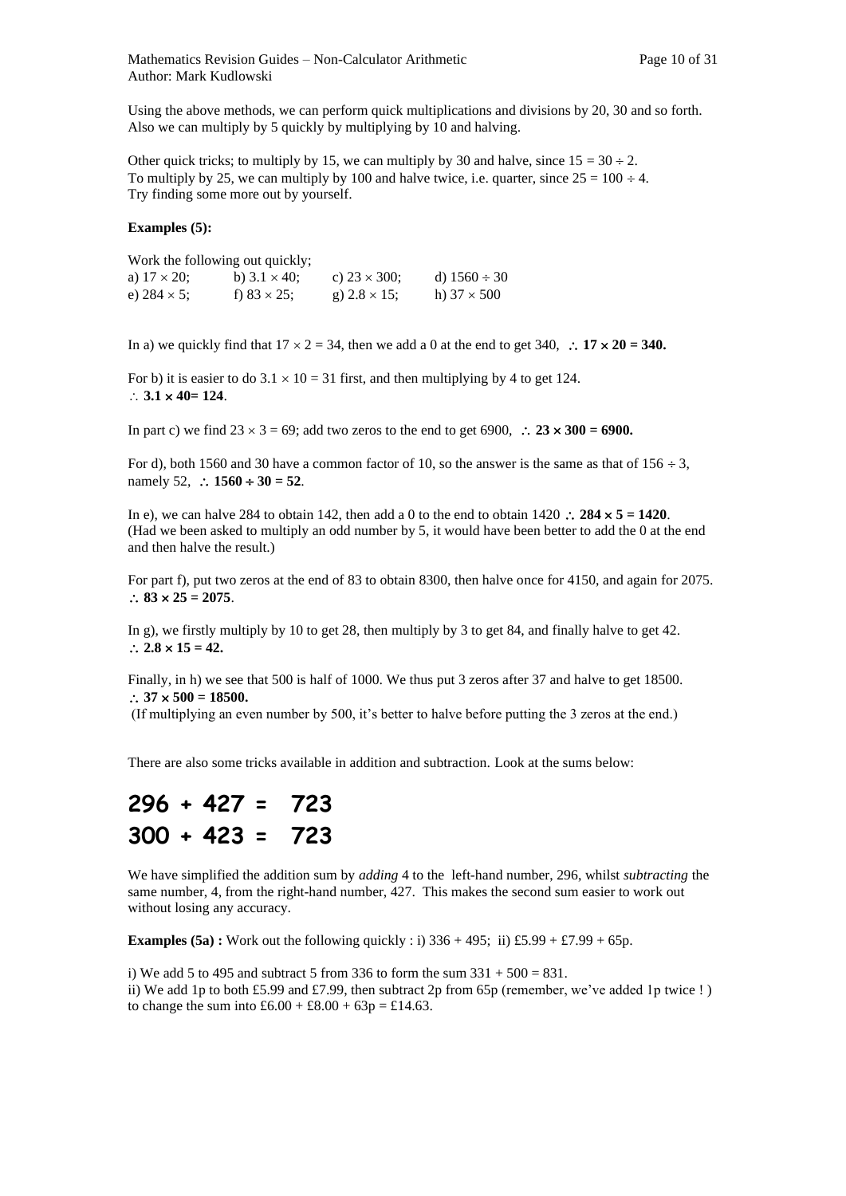Using the above methods, we can perform quick multiplications and divisions by 20, 30 and so forth. Also we can multiply by 5 quickly by multiplying by 10 and halving.

Other quick tricks; to multiply by 15, we can multiply by 30 and halve, since $15 = 30 \div 2$.
To multiply by 25, we can multiply by 100 and halve twice, i.e. quarter, since $25 = 100 \div 4$.
Try finding some more out by yourself.

**Examples (5):**

Work the following out quickly;

| a) $17 \times 20$; | b) $3.1 \times 40$; | c) $23 \times 300$; | d) $1560 \div 30$ |
|---|---|---|---|
| e) $284 \times 5$; | f) $83 \times 25$; | g) $2.8 \times 15$; | h) $37 \times 500$ |

In a) we quickly find that $17 \times 2 = 34$, then we add a 0 at the end to get 340, $\therefore$ **$17 \times 20 = 340$.**

For b) it is easier to do $3.1 \times 10 = 31$ first, and then multiplying by 4 to get 124.
$\therefore$ **$3.1 \times 40 = 124$**.

In part c) we find $23 \times 3 = 69$; add two zeros to the end to get 6900, $\therefore$ **$23 \times 300 = 6900$.**

For d), both 1560 and 30 have a common factor of 10, so the answer is the same as that of $156 \div 3$, namely 52, $\therefore$ **$1560 \div 30 = 52$**.

In e), we can halve 284 to obtain 142, then add a 0 to the end to obtain 1420 $\therefore$ **$284 \times 5 = 1420$**.
(Had we been asked to multiply an odd number by 5, it would have been better to add the 0 at the end and then halve the result.)

For part f), put two zeros at the end of 83 to obtain 8300, then halve once for 4150, and again for 2075.
$\therefore$ **$83 \times 25 = 2075$**.

In g), we firstly multiply by 10 to get 28, then multiply by 3 to get 84, and finally halve to get 42.
$\therefore$ **$2.8 \times 15 = 42$.**

Finally, in h) we see that 500 is half of 1000. We thus put 3 zeros after 37 and halve to get 18500.
$\therefore$ **$37 \times 500 = 18500$.**
(If multiplying an even number by 500, it's better to halve before putting the 3 zeros at the end.)

There are also some tricks available in addition and subtraction. Look at the sums below:

**296 + 427 = 723**

**300 + 423 = 723**

We have simplified the addition sum by *adding* 4 to the left-hand number, 296, whilst *subtracting* the same number, 4, from the right-hand number, 427. This makes the second sum easier to work out without losing any accuracy.

**Examples (5a) :** Work out the following quickly : i) $336 + 495$; ii) £5.99 + £7.99 + 65p.

i) We add 5 to 495 and subtract 5 from 336 to form the sum $331 + 500 = 831$.
ii) We add 1p to both £5.99 and £7.99, then subtract 2p from 65p (remember, we've added 1p twice ! ) to change the sum into £6.00 + £8.00 + 63p = £14.63.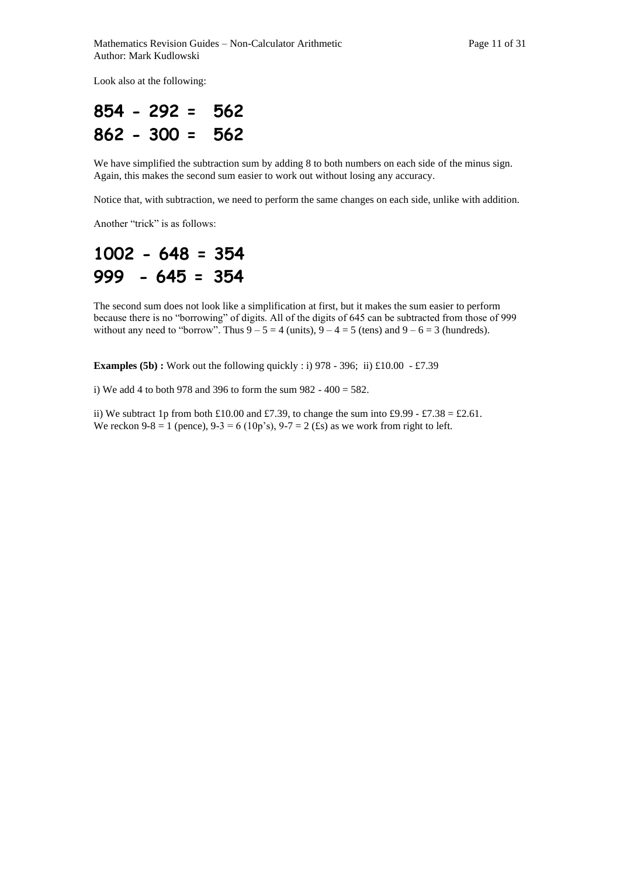Look also at the following:

**854 - 292 = 562**

**862 - 300 = 562**

We have simplified the subtraction sum by adding 8 to both numbers on each side of the minus sign. Again, this makes the second sum easier to work out without losing any accuracy.

Notice that, with subtraction, we need to perform the same changes on each side, unlike with addition.

Another "trick" is as follows:

**1002 - 648 = 354**

**999 - 645 = 354**

The second sum does not look like a simplification at first, but it makes the sum easier to perform because there is no "borrowing" of digits. All of the digits of 645 can be subtracted from those of 999 without any need to "borrow". Thus $9 - 5 = 4$ (units), $9 - 4 = 5$ (tens) and $9 - 6 = 3$ (hundreds).

**Examples (5b) :** Work out the following quickly : i) 978 - 396; ii) £10.00 - £7.39

i) We add 4 to both 978 and 396 to form the sum $982 - 400 = 582$.

ii) We subtract 1p from both £10.00 and £7.39, to change the sum into £9.99 - £7.38 = £2.61. We reckon $9-8 = 1$ (pence), $9-3 = 6$ (10p's), $9-7 = 2$ (£s) as we work from right to left.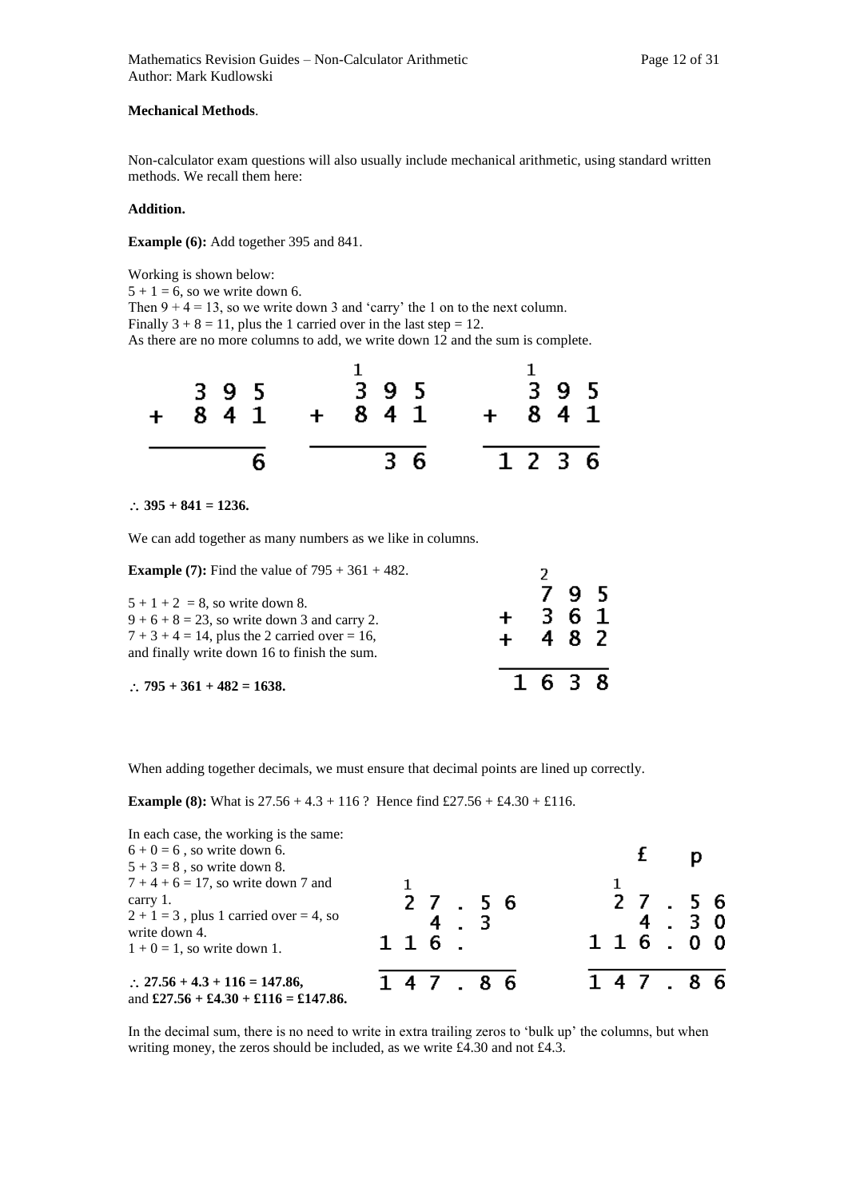**Mechanical Methods**.

Non-calculator exam questions will also usually include mechanical arithmetic, using standard written methods. We recall them here:

**Addition.**

**Example (6):** Add together 395 and 841.

Working is shown below:
$5 + 1 = 6$, so we write down 6.
Then $9 + 4 = 13$, so we write down 3 and 'carry' the 1 on to the next column.
Finally $3 + 8 = 11$, plus the 1 carried over in the last step = 12.
As there are no more columns to add, we write down 12 and the sum is complete.

```
                    1                 1
    3 9 5         3 9 5             3 9 5
+   8 4 1     +   8 4 1     +       8 4 1
---------     ---------     -------------
        6           3 6           1 2 3 6
```

$\therefore$ **395 + 841 = 1236.**

We can add together as many numbers as we like in columns.

**Example (7):** Find the value of 795 + 361 + 482.

$5 + 1 + 2 = 8$, so write down 8.
$9 + 6 + 8 = 23$, so write down 3 and carry 2.
$7 + 3 + 4 = 14$, plus the 2 carried over = 16, and finally write down 16 to finish the sum.

```
      2
      7 9 5
+     3 6 1
+     4 8 2
-----------
    1 6 3 8
```

$\therefore$ **795 + 361 + 482 = 1638.**

When adding together decimals, we must ensure that decimal points are lined up correctly.

**Example (8):** What is 27.56 + 4.3 + 116 ? Hence find £27.56 + £4.30 + £116.

In each case, the working is the same:
$6 + 0 = 6$ , so write down 6.
$5 + 3 = 8$ , so write down 8.
$7 + 4 + 6 = 17$, so write down 7 and carry 1.
$2 + 1 = 3$ , plus 1 carried over = 4, so write down 4.
$1 + 0 = 1$, so write down 1.

```
                          £       p
  1                       1
  2 7 . 5 6               2 7 . 5 6
    4 . 3                   4 . 3 0
1 1 6 .                 1 1 6 . 0 0
-----------             -----------
1 4 7 . 8 6             1 4 7 . 8 6
```

$\therefore$ **27.56 + 4.3 + 116 = 147.86,**
and **£27.56 + £4.30 + £116 = £147.86.**

In the decimal sum, there is no need to write in extra trailing zeros to 'bulk up' the columns, but when writing money, the zeros should be included, as we write £4.30 and not £4.3.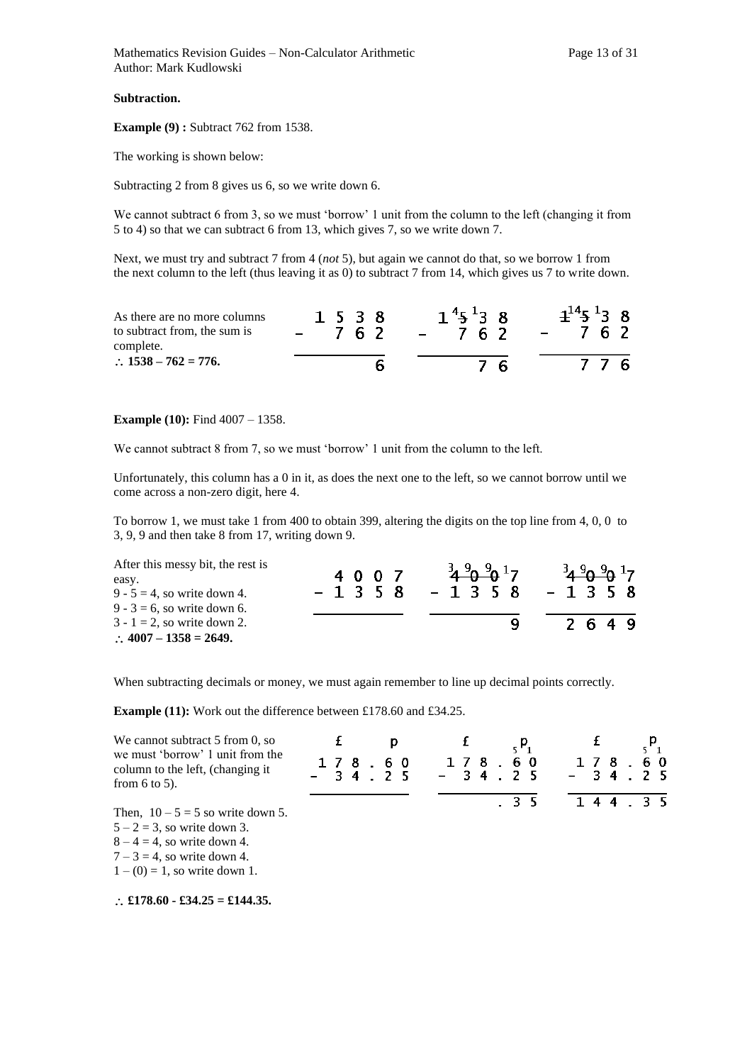**Subtraction.**

**Example (9) :** Subtract 762 from 1538.

The working is shown below:

Subtracting 2 from 8 gives us 6, so we write down 6.

We cannot subtract 6 from 3, so we must 'borrow' 1 unit from the column to the left (changing it from 5 to 4) so that we can subtract 6 from 13, which gives 7, so we write down 7.

Next, we must try and subtract 7 from 4 (*not* 5), but again we cannot do that, so we borrow 1 from the next column to the left (thus leaving it as 0) to subtract 7 from 14, which gives us 7 to write down.

As there are no more columns to subtract from, the sum is complete.

$\therefore$ **1538 – 762 = 776.**

```
  1 5 3 8        1 ⁴5̶ ¹3 8       1̶ ¹⁴5̶ ¹3 8
-   7 6 2      -     7 6 2      -     7 6 2
---------      -----------      -----------
        6              7 6            7 7 6
```

**Example (10):** Find 4007 – 1358.

We cannot subtract 8 from 7, so we must 'borrow' 1 unit from the column to the left.

Unfortunately, this column has a 0 in it, as does the next one to the left, so we cannot borrow until we come across a non-zero digit, here 4.

To borrow 1, we must take 1 from 400 to obtain 399, altering the digits on the top line from 4, 0, 0 to 3, 9, 9 and then take 8 from 17, writing down 9.

After this messy bit, the rest is easy.
9 - 5 = 4, so write down 4.
9 - 3 = 6, so write down 6.
3 - 1 = 2, so write down 2.

$\therefore$ **4007 – 1358 = 2649.**

```
    4 0 0 7      ³4̶ ⁹0̶ ⁹0̶ ¹7      ³4̶ ⁹0̶ ⁹0̶ ¹7
  - 1 3 5 8     - 1  3  5  8     - 1  3  5  8
  ---------     ------------     ------------
                           9        2  6  4  9
```

When subtracting decimals or money, we must again remember to line up decimal points correctly.

**Example (11):** Work out the difference between £178.60 and £34.25.

We cannot subtract 5 from 0, so we must 'borrow' 1 unit from the column to the left, (changing it from 6 to 5).

Then, $10 - 5 = 5$ so write down 5.
$5 - 2 = 3$, so write down 3.
$8 - 4 = 4$, so write down 4.
$7 - 3 = 4$, so write down 4.
$1 - (0) = 1$, so write down 1.

$\therefore$ **£178.60 - £34.25 = £144.35.**

```
    £        p        £       p          £       p
  1 7 8 . 6 0       1 7 8 . ⁵6̶ ¹0      1 7 8 . ⁵6̶ ¹0
-   3 4 . 2 5     -   3 4 .  2  5    -   3 4 .  2  5
-------------     ---------------    ---------------
                          .  3  5      1 4 4 .  3  5
```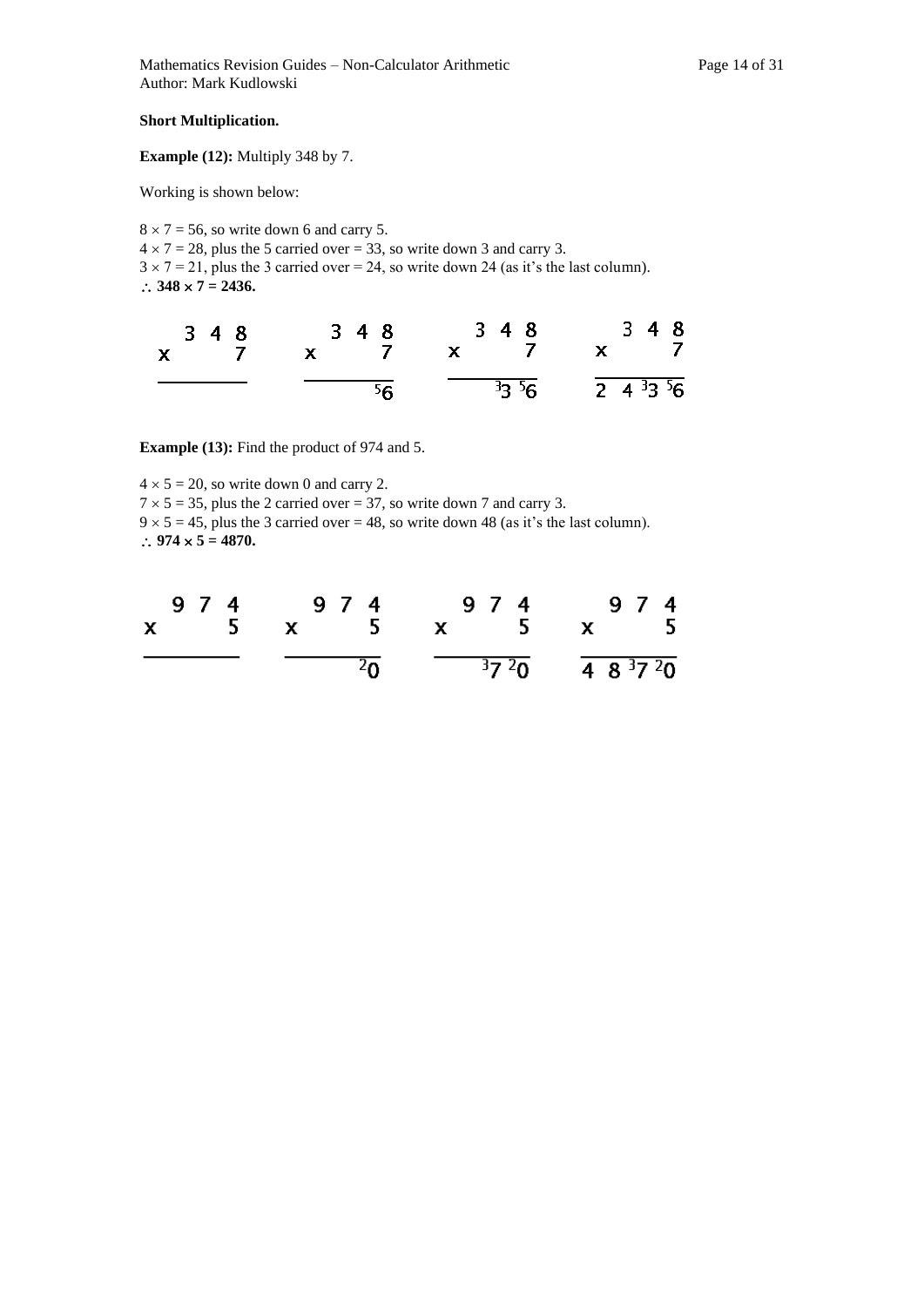**Short Multiplication.**

**Example (12):** Multiply 348 by 7.

Working is shown below:

$8 \times 7 = 56$, so write down 6 and carry 5.
$4 \times 7 = 28$, plus the 5 carried over = 33, so write down 3 and carry 3.
$3 \times 7 = 21$, plus the 3 carried over = 24, so write down 24 (as it's the last column).
$\therefore$ **348 × 7 = 2436.**

```
  3 4 8        3 4 8        3 4 8         3 4 8
x     7      x     7      x     7      x      7
-------      -------      -------      ---------
                  ⁵6         ³3 ⁵6      2 4 ³3 ⁵6
```

**Example (13):** Find the product of 974 and 5.

$4 \times 5 = 20$, so write down 0 and carry 2.
$7 \times 5 = 35$, plus the 2 carried over = 37, so write down 7 and carry 3.
$9 \times 5 = 45$, plus the 3 carried over = 48, so write down 48 (as it's the last column).
$\therefore$ **974 × 5 = 4870.**

```
  9 7 4        9 7 4        9 7 4         9 7 4
x     5      x     5      x     5      x      5
-------      -------      -------      ---------
                  ²0         ³7 ²0      4 8 ³7 ²0
```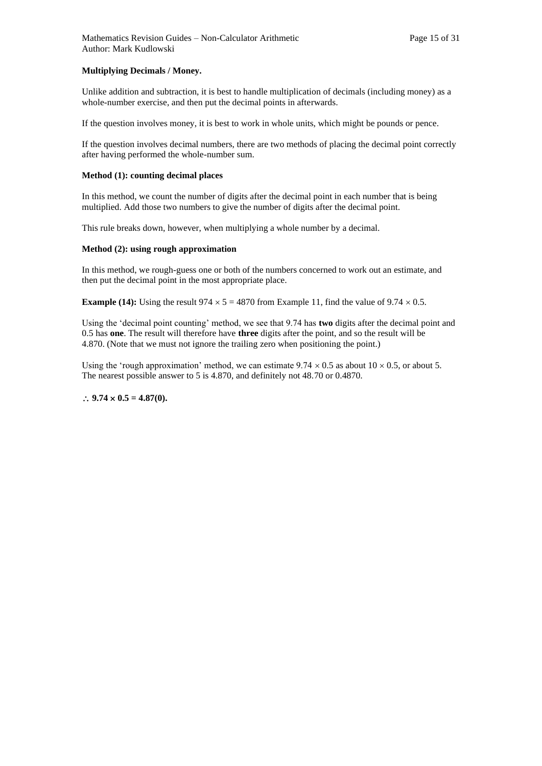**Multiplying Decimals / Money.**

Unlike addition and subtraction, it is best to handle multiplication of decimals (including money) as a whole-number exercise, and then put the decimal points in afterwards.

If the question involves money, it is best to work in whole units, which might be pounds or pence.

If the question involves decimal numbers, there are two methods of placing the decimal point correctly after having performed the whole-number sum.

**Method (1): counting decimal places**

In this method, we count the number of digits after the decimal point in each number that is being multiplied. Add those two numbers to give the number of digits after the decimal point.

This rule breaks down, however, when multiplying a whole number by a decimal.

**Method (2): using rough approximation**

In this method, we rough-guess one or both of the numbers concerned to work out an estimate, and then put the decimal point in the most appropriate place.

**Example (14):** Using the result $974 \times 5 = 4870$ from Example 11, find the value of $9.74 \times 0.5$.

Using the 'decimal point counting' method, we see that 9.74 has **two** digits after the decimal point and 0.5 has **one**. The result will therefore have **three** digits after the point, and so the result will be 4.870. (Note that we must not ignore the trailing zero when positioning the point.)

Using the 'rough approximation' method, we can estimate $9.74 \times 0.5$ as about $10 \times 0.5$, or about 5. The nearest possible answer to 5 is 4.870, and definitely not 48.70 or 0.4870.

$\therefore$ **9.74 × 0.5 = 4.87(0).**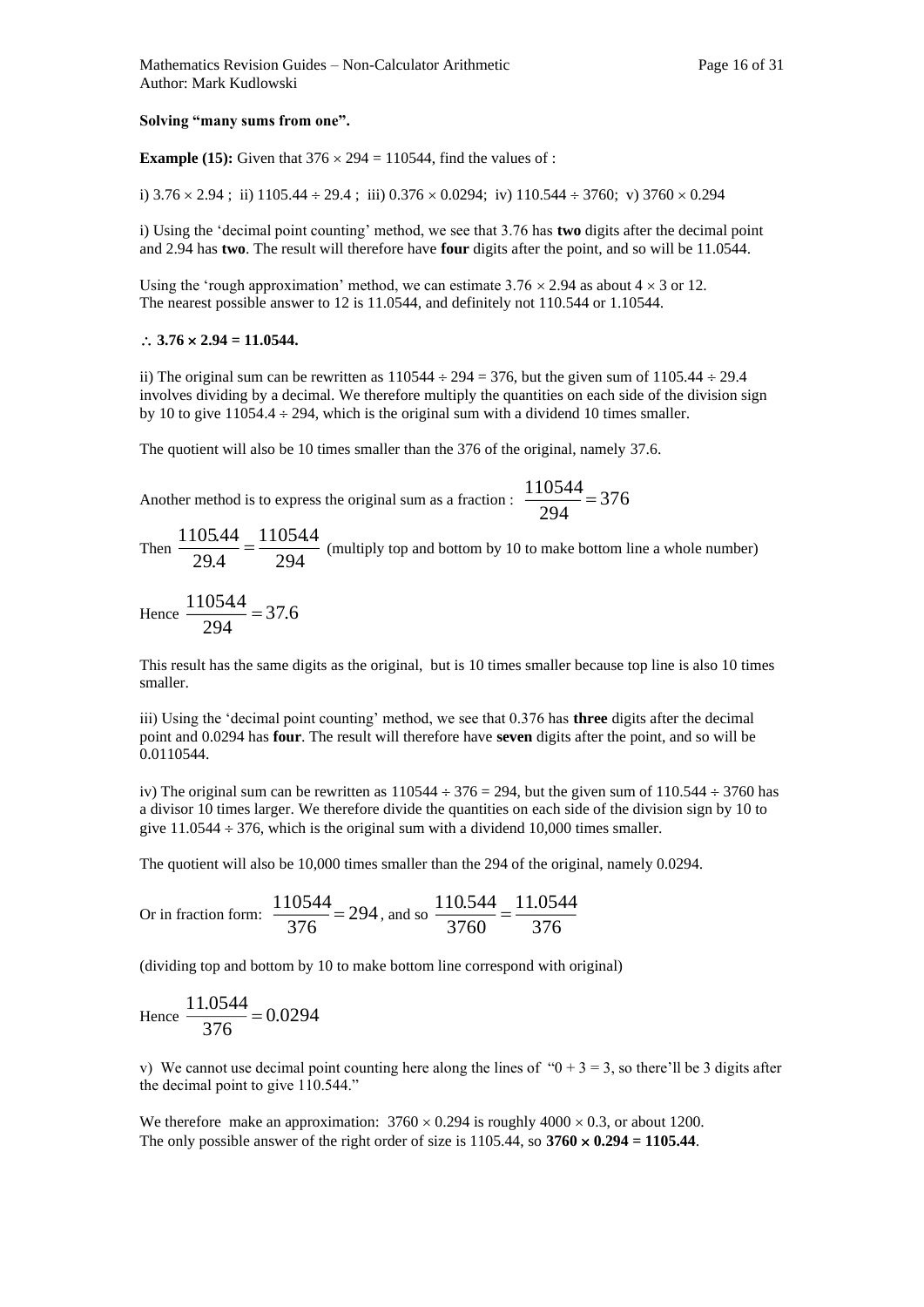**Solving "many sums from one".**

**Example (15):** Given that $376 \times 294 = 110544$, find the values of :

i) $3.76 \times 2.94$ ; ii) $1105.44 \div 29.4$ ; iii) $0.376 \times 0.0294$; iv) $110.544 \div 3760$; v) $3760 \times 0.294$

i) Using the 'decimal point counting' method, we see that 3.76 has **two** digits after the decimal point and 2.94 has **two**. The result will therefore have **four** digits after the point, and so will be 11.0544.

Using the 'rough approximation' method, we can estimate $3.76 \times 2.94$ as about $4 \times 3$ or 12. The nearest possible answer to 12 is 11.0544, and definitely not 110.544 or 1.10544.

$\therefore$ **3.76 × 2.94 = 11.0544.**

ii) The original sum can be rewritten as $110544 \div 294 = 376$, but the given sum of $1105.44 \div 29.4$ involves dividing by a decimal. We therefore multiply the quantities on each side of the division sign by 10 to give $11054.4 \div 294$, which is the original sum with a dividend 10 times smaller.

The quotient will also be 10 times smaller than the 376 of the original, namely 37.6.

Another method is to express the original sum as a fraction : $\frac{110544}{294} = 376$

Then $\frac{1105.44}{29.4} = \frac{11054.4}{294}$ (multiply top and bottom by 10 to make bottom line a whole number)

Hence $\frac{11054.4}{294} = 37.6$

This result has the same digits as the original, but is 10 times smaller because top line is also 10 times smaller.

iii) Using the 'decimal point counting' method, we see that 0.376 has **three** digits after the decimal point and 0.0294 has **four**. The result will therefore have **seven** digits after the point, and so will be 0.0110544.

iv) The original sum can be rewritten as $110544 \div 376 = 294$, but the given sum of $110.544 \div 3760$ has a divisor 10 times larger. We therefore divide the quantities on each side of the division sign by 10 to give $11.0544 \div 376$, which is the original sum with a dividend 10,000 times smaller.

The quotient will also be 10,000 times smaller than the 294 of the original, namely 0.0294.

Or in fraction form: $\frac{110544}{376} = 294$, and so $\frac{110.544}{3760} = \frac{11.0544}{376}$

(dividing top and bottom by 10 to make bottom line correspond with original)

Hence $\frac{11.0544}{376} = 0.0294$

v) We cannot use decimal point counting here along the lines of "0 + 3 = 3, so there'll be 3 digits after the decimal point to give 110.544."

We therefore make an approximation: $3760 \times 0.294$ is roughly $4000 \times 0.3$, or about 1200. The only possible answer of the right order of size is 1105.44, so **3760 × 0.294 = 1105.44**.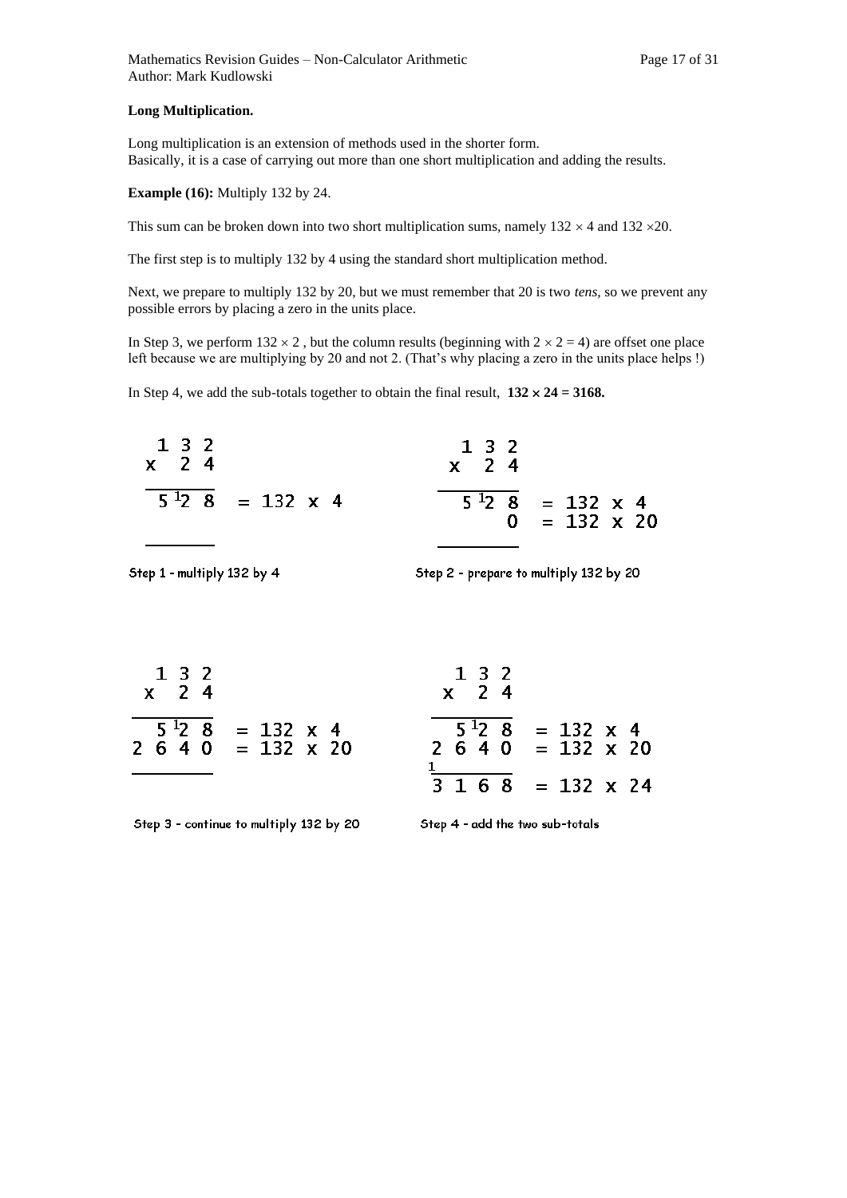**Long Multiplication.**

Long multiplication is an extension of methods used in the shorter form.
Basically, it is a case of carrying out more than one short multiplication and adding the results.

**Example (16):** Multiply 132 by 24.

This sum can be broken down into two short multiplication sums, namely $132 \times 4$ and $132 \times 20$.

The first step is to multiply 132 by 4 using the standard short multiplication method.

Next, we prepare to multiply 132 by 20, but we must remember that 20 is two *tens*, so we prevent any possible errors by placing a zero in the units place.

In Step 3, we perform $132 \times 2$ , but the column results (beginning with $2 \times 2 = 4$) are offset one place left because we are multiplying by 20 and not 2. (That's why placing a zero in the units place helps !)

In Step 4, we add the sub-totals together to obtain the final result, $\mathbf{132 \times 24 = 3168.}$

```
  1 3 2
x   2 4
-------
  5 1 2 8   = 132 x 4
 (carry 1 above the 2)
-------
```

Step 1 - multiply 132 by 4

```
  1 3 2
x   2 4
-------
  5 1 2 8   = 132 x 4
        0   = 132 x 20
-------
```

Step 2 - prepare to multiply 132 by 20

```
  1 3 2
x   2 4
-------
  5 1 2 8   = 132 x 4
2 6 4 0     = 132 x 20
-------
```

Step 3 - continue to multiply 132 by 20

```
  1 3 2
x   2 4
-------
  5 1 2 8   = 132 x 4
2 6 4 0     = 132 x 20
1
-------
3 1 6 8     = 132 x 24
```

Step 4 - add the two sub-totals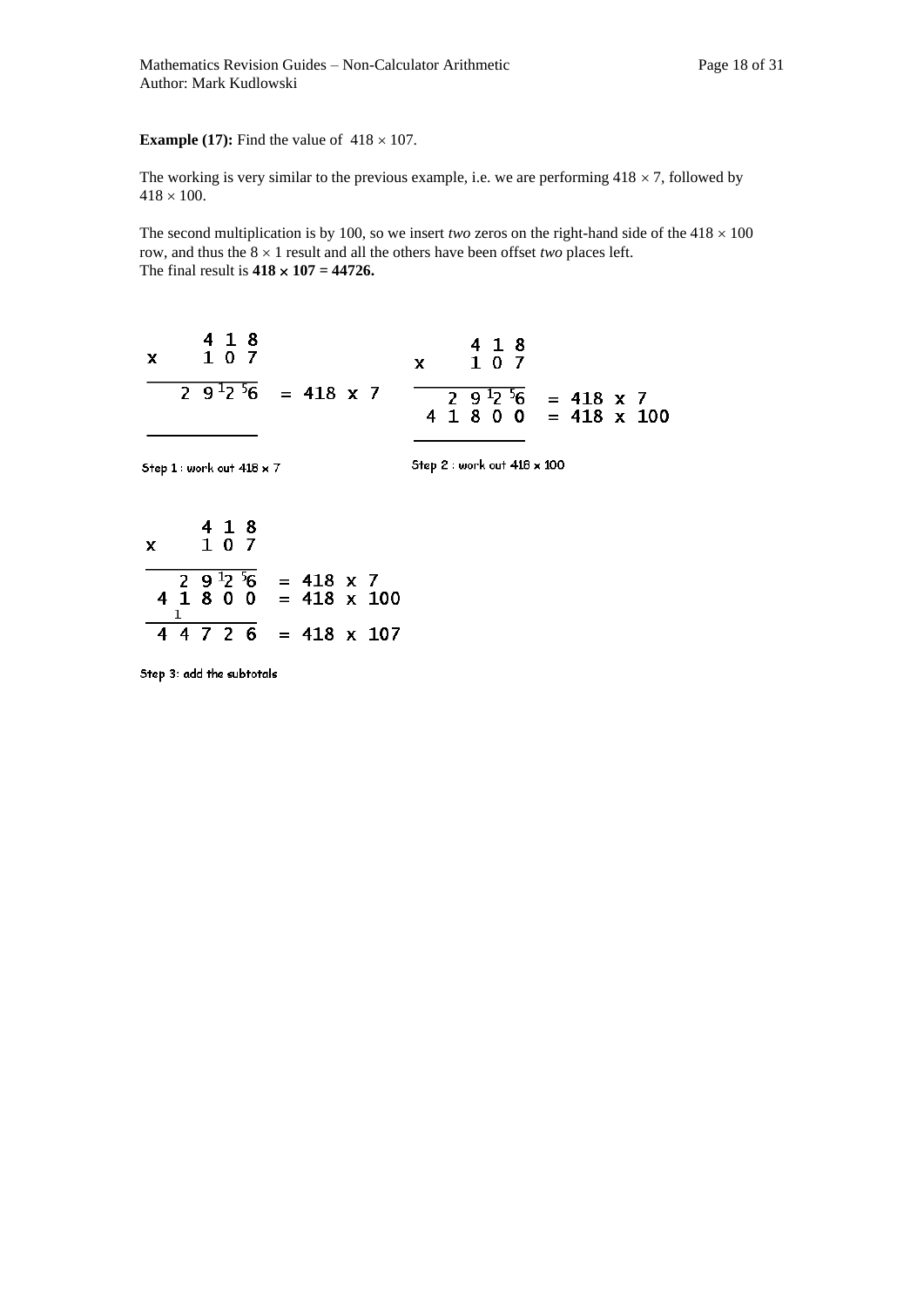**Example (17):** Find the value of $418 \times 107$.

The working is very similar to the previous example, i.e. we are performing $418 \times 7$, followed by $418 \times 100$.

The second multiplication is by 100, so we insert *two* zeros on the right-hand side of the $418 \times 100$ row, and thus the $8 \times 1$ result and all the others have been offset *two* places left.
The final result is **418 × 107 = 44726.**

```
      4 1 8
x     1 0 7
-----------
    2 9 ¹2 ⁵6   = 418 x 7
-----------
```

Step 1 : work out 418 × 7

```
      4 1 8
x     1 0 7
-----------
    2 9 ¹2 ⁵6   = 418 x 7
  4 1 8 0 0     = 418 x 100
-----------
```

Step 2 : work out 418 × 100

```
      4 1 8
x     1 0 7
-----------
    2 9 ¹2 ⁵6   = 418 x 7
  4 1 8 0 0     = 418 x 100
    1
-----------
  4 4 7 2 6     = 418 x 107
```

Step 3: add the subtotals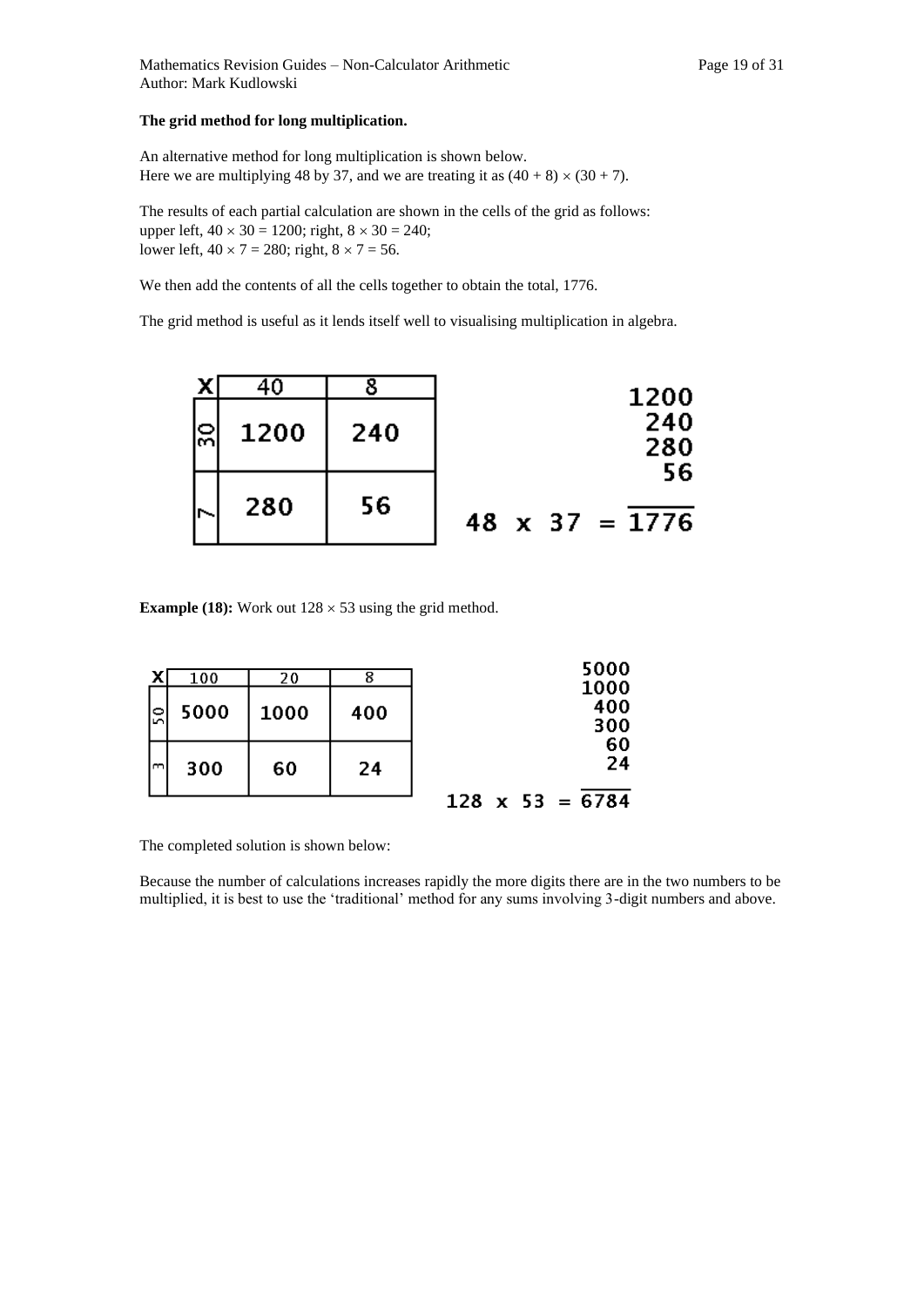**The grid method for long multiplication.**

An alternative method for long multiplication is shown below.
Here we are multiplying 48 by 37, and we are treating it as $(40 + 8) \times (30 + 7)$.

The results of each partial calculation are shown in the cells of the grid as follows:
upper left, $40 \times 30 = 1200$; right, $8 \times 30 = 240$;
lower left, $40 \times 7 = 280$; right, $8 \times 7 = 56$.

We then add the contents of all the cells together to obtain the total, 1776.

The grid method is useful as it lends itself well to visualising multiplication in algebra.

| x | 40 | 8 |
|---|---|---|
| 30 | 1200 | 240 |
| 7 | 280 | 56 |

$$
\begin{array}{r}
1200 \\
240 \\
280 \\
56 \\
\hline
48 \times 37 = 1776
\end{array}
$$

**Example (18):** Work out $128 \times 53$ using the grid method.

| x | 100 | 20 | 8 |
|---|---|---|---|
| 50 | 5000 | 1000 | 400 |
| 3 | 300 | 60 | 24 |

$$
\begin{array}{r}
5000 \\
1000 \\
400 \\
300 \\
60 \\
24 \\
\hline
128 \times 53 = 6784
\end{array}
$$

The completed solution is shown below:

Because the number of calculations increases rapidly the more digits there are in the two numbers to be multiplied, it is best to use the 'traditional' method for any sums involving 3-digit numbers and above.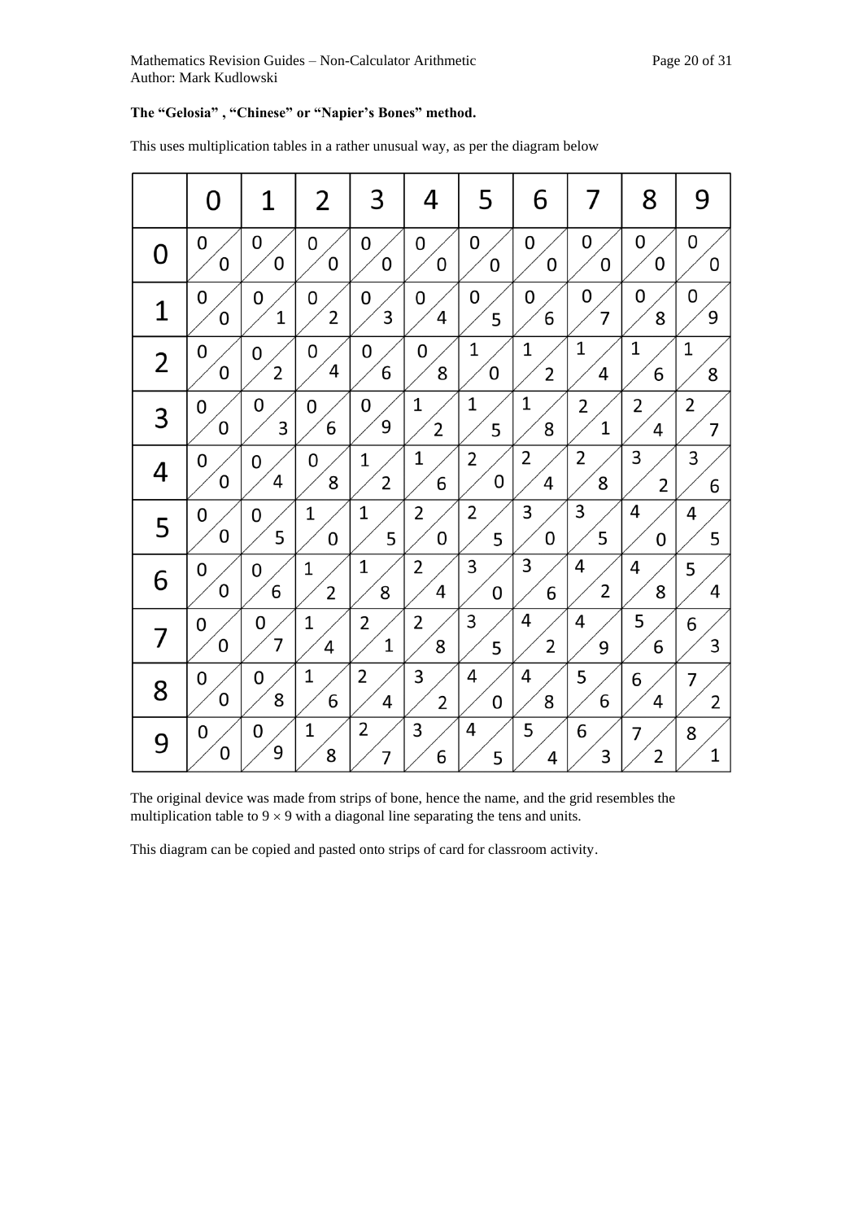**The “Gelosia” , “Chinese” or “Napier’s Bones” method.**

This uses multiplication tables in a rather unusual way, as per the diagram below

| | 0 | 1 | 2 | 3 | 4 | 5 | 6 | 7 | 8 | 9 |
|---|---|---|---|---|---|---|---|---|---|---|
| **0** | 0/0 | 0/0 | 0/0 | 0/0 | 0/0 | 0/0 | 0/0 | 0/0 | 0/0 | 0/0 |
| **1** | 0/0 | 0/1 | 0/2 | 0/3 | 0/4 | 0/5 | 0/6 | 0/7 | 0/8 | 0/9 |
| **2** | 0/0 | 0/2 | 0/4 | 0/6 | 0/8 | 1/0 | 1/2 | 1/4 | 1/6 | 1/8 |
| **3** | 0/0 | 0/3 | 0/6 | 0/9 | 1/2 | 1/5 | 1/8 | 2/1 | 2/4 | 2/7 |
| **4** | 0/0 | 0/4 | 0/8 | 1/2 | 1/6 | 2/0 | 2/4 | 2/8 | 3/2 | 3/6 |
| **5** | 0/0 | 0/5 | 1/0 | 1/5 | 2/0 | 2/5 | 3/0 | 3/5 | 4/0 | 4/5 |
| **6** | 0/0 | 0/6 | 1/2 | 1/8 | 2/4 | 3/0 | 3/6 | 4/2 | 4/8 | 5/4 |
| **7** | 0/0 | 0/7 | 1/4 | 2/1 | 2/8 | 3/5 | 4/2 | 4/9 | 5/6 | 6/3 |
| **8** | 0/0 | 0/8 | 1/6 | 2/4 | 3/2 | 4/0 | 4/8 | 5/6 | 6/4 | 7/2 |
| **9** | 0/0 | 0/9 | 1/8 | 2/7 | 3/6 | 4/5 | 5/4 | 6/3 | 7/2 | 8/1 |

The original device was made from strips of bone, hence the name, and the grid resembles the multiplication table to $9 \times 9$ with a diagonal line separating the tens and units.

This diagram can be copied and pasted onto strips of card for classroom activity.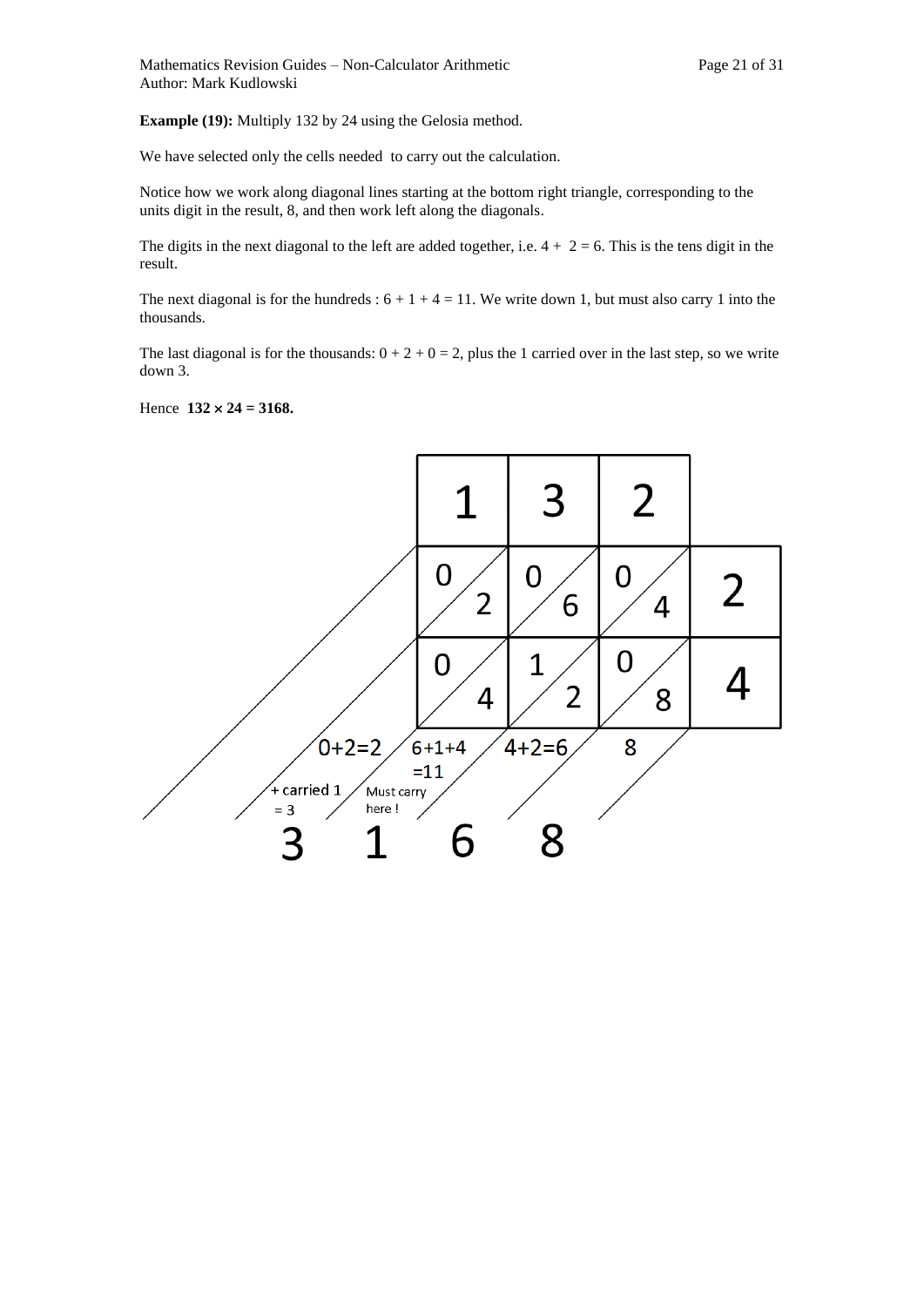**Example (19):** Multiply 132 by 24 using the Gelosia method.

We have selected only the cells needed to carry out the calculation.

Notice how we work along diagonal lines starting at the bottom right triangle, corresponding to the units digit in the result, 8, and then work left along the diagonals.

The digits in the next diagonal to the left are added together, i.e. $4 + 2 = 6$. This is the tens digit in the result.

The next diagonal is for the hundreds : $6 + 1 + 4 = 11$. We write down 1, but must also carry 1 into the thousands.

The last diagonal is for the thousands: $0 + 2 + 0 = 2$, plus the 1 carried over in the last step, so we write down 3.

Hence **132 × 24 = 3168.**

|  | 1 | 3 | 2 |  |
|---|---|---|---|---|
|  | 0 / 2 | 0 / 6 | 0 / 4 | 2 |
|  | 0 / 4 | 1 / 2 | 0 / 8 | 4 |

0+2=2 + carried 1 = 3 | 6+1+4 =11 Must carry here ! | 4+2=6 | 8

3 1 6 8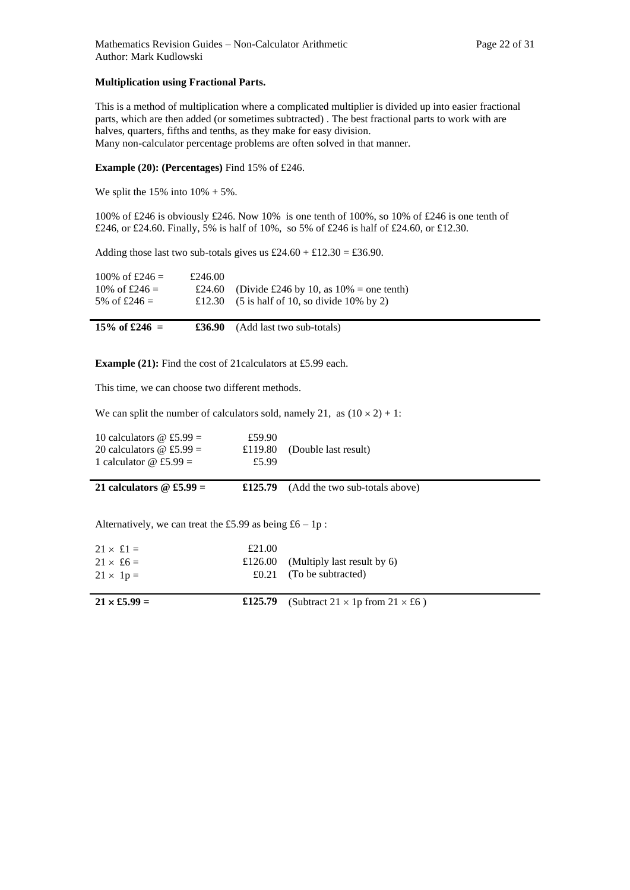**Multiplication using Fractional Parts.**

This is a method of multiplication where a complicated multiplier is divided up into easier fractional parts, which are then added (or sometimes subtracted) . The best fractional parts to work with are halves, quarters, fifths and tenths, as they make for easy division.
Many non-calculator percentage problems are often solved in that manner.

**Example (20): (Percentages)** Find 15% of £246.

We split the 15% into 10% + 5%.

100% of £246 is obviously £246. Now 10% is one tenth of 100%, so 10% of £246 is one tenth of £246, or £24.60. Finally, 5% is half of 10%, so 5% of £246 is half of £24.60, or £12.30.

Adding those last two sub-totals gives us £24.60 + £12.30 = £36.90.

| | | |
|---|---|---|
| 100% of £246 = | £246.00 | |
| 10% of £246 = | £24.60 | (Divide £246 by 10, as 10% = one tenth) |
| 5% of £246 = | £12.30 | (5 is half of 10, so divide 10% by 2) |
| **15% of £246 =** | **£36.90** | (Add last two sub-totals) |

**Example (21):** Find the cost of 21calculators at £5.99 each.

This time, we can choose two different methods.

We can split the number of calculators sold, namely 21, as $(10 \times 2) + 1$:

| | | |
|---|---|---|
| 10 calculators @ £5.99 = | £59.90 | |
| 20 calculators @ £5.99 = | £119.80 | (Double last result) |
| 1 calculator @ £5.99 = | £5.99 | |
| **21 calculators @ £5.99 =** | **£125.79** | (Add the two sub-totals above) |

Alternatively, we can treat the £5.99 as being £6 – 1p :

| | | |
|---|---|---|
| $21 \times$ £1 = | £21.00 | |
| $21 \times$ £6 = | £126.00 | (Multiply last result by 6) |
| $21 \times$ 1p = | £0.21 | (To be subtracted) |
| **$21 \times$ £5.99 =** | **£125.79** | (Subtract $21 \times$ 1p from $21 \times$ £6 ) |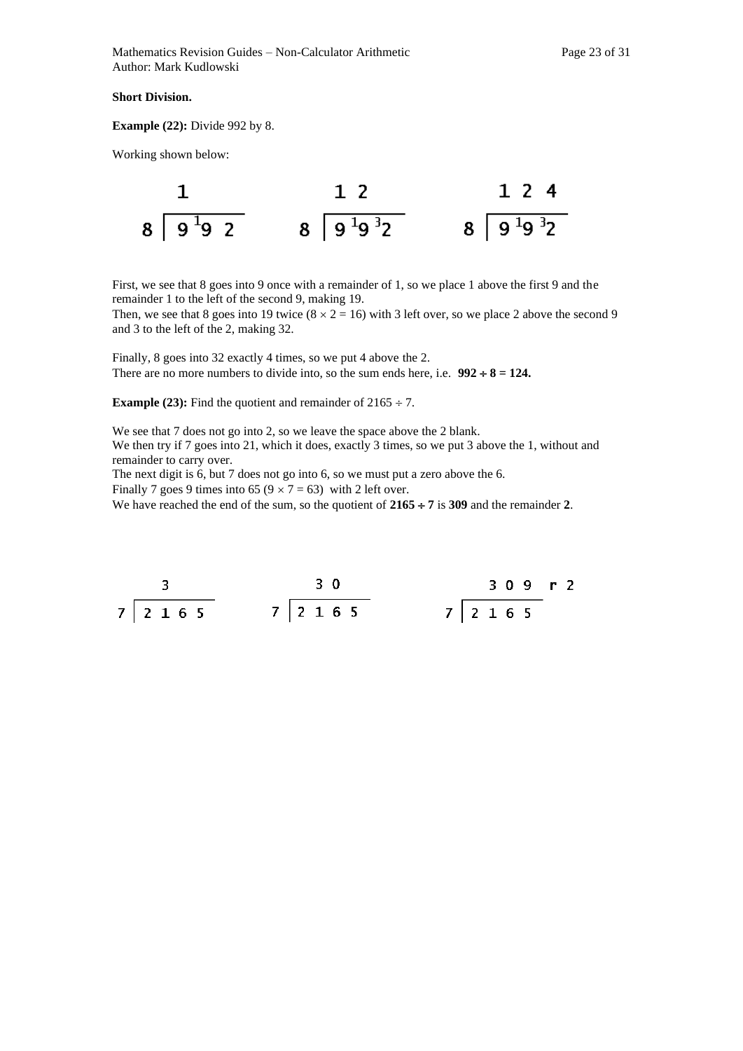**Short Division.**

**Example (22):** Divide 992 by 8.

Working shown below:

$$8\,\overline{)\,9\;{}^{1}9\;2}\quad\text{(quotient so far: }1)\qquad 8\,\overline{)\,9\;{}^{1}9\;{}^{3}2}\quad\text{(quotient so far: }1\,2)\qquad 8\,\overline{)\,9\;{}^{1}9\;{}^{3}2}\quad\text{(quotient: }1\,2\,4)$$

First, we see that 8 goes into 9 once with a remainder of 1, so we place 1 above the first 9 and the remainder 1 to the left of the second 9, making 19.
Then, we see that 8 goes into 19 twice ($8 \times 2 = 16$) with 3 left over, so we place 2 above the second 9 and 3 to the left of the 2, making 32.

Finally, 8 goes into 32 exactly 4 times, so we put 4 above the 2.
There are no more numbers to divide into, so the sum ends here, i.e. **$992 \div 8 = 124$.**

**Example (23):** Find the quotient and remainder of $2165 \div 7$.

We see that 7 does not go into 2, so we leave the space above the 2 blank.
We then try if 7 goes into 21, which it does, exactly 3 times, so we put 3 above the 1, without and remainder to carry over.
The next digit is 6, but 7 does not go into 6, so we must put a zero above the 6.
Finally 7 goes 9 times into 65 ($9 \times 7 = 63$) with 2 left over.
We have reached the end of the sum, so the quotient of **$2165 \div 7$** is **309** and the remainder **2**.

$$7\,\overline{)\,2\;1\;6\;5}\quad\text{(quotient so far: }3)\qquad 7\,\overline{)\,2\;1\;6\;5}\quad\text{(quotient so far: }3\,0)\qquad 7\,\overline{)\,2\;1\;6\;5}\quad\text{(quotient: }3\,0\,9\text{ r }2)$$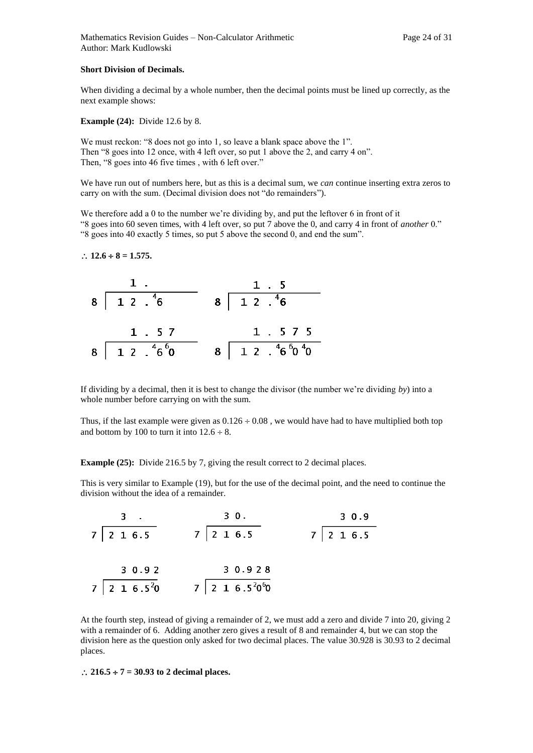**Short Division of Decimals.**

When dividing a decimal by a whole number, then the decimal points must be lined up correctly, as the next example shows:

**Example (24):** Divide 12.6 by 8.

We must reckon: "8 does not go into 1, so leave a blank space above the 1".
Then "8 goes into 12 once, with 4 left over, so put 1 above the 2, and carry 4 on".
Then, "8 goes into 46 five times , with 6 left over."

We have run out of numbers here, but as this is a decimal sum, we *can* continue inserting extra zeros to carry on with the sum. (Decimal division does not "do remainders").

We therefore add a 0 to the number we're dividing by, and put the leftover 6 in front of it
"8 goes into 60 seven times, with 4 left over, so put 7 above the 0, and carry 4 in front of *another* 0."
"8 goes into 40 exactly 5 times, so put 5 above the second 0, and end the sum".

$\therefore$ **12.6 ÷ 8 = 1.575.**

```
     1 .               1 . 5
8 | 1 2 . ⁴6      8 | 1 2 . ⁴6

     1 . 5 7           1 . 5 7 5
8 | 1 2 . ⁴6 ⁶0   8 | 1 2 . ⁴6 ⁶0 ⁴0
```

If dividing by a decimal, then it is best to change the divisor (the number we're dividing *by*) into a whole number before carrying on with the sum.

Thus, if the last example were given as $0.126 \div 0.08$ , we would have had to have multiplied both top and bottom by 100 to turn it into $12.6 \div 8$.

**Example (25):** Divide 216.5 by 7, giving the result correct to 2 decimal places.

This is very similar to Example (19), but for the use of the decimal point, and the need to continue the division without the idea of a remainder.

```
    3  .          3 0 .           3 0 . 9
7 | 2 1 6 . 5   7 | 2 1 6 . 5   7 | 2 1 6 . 5

    3 0 . 9 2         3 0 . 9 2 8
7 | 2 1 6 . 5 ²0   7 | 2 1 6 . 5 ²0 ⁶0
```

At the fourth step, instead of giving a remainder of 2, we must add a zero and divide 7 into 20, giving 2 with a remainder of 6. Adding another zero gives a result of 8 and remainder 4, but we can stop the division here as the question only asked for two decimal places. The value 30.928 is 30.93 to 2 decimal places.

$\therefore$ **216.5 ÷ 7 = 30.93 to 2 decimal places.**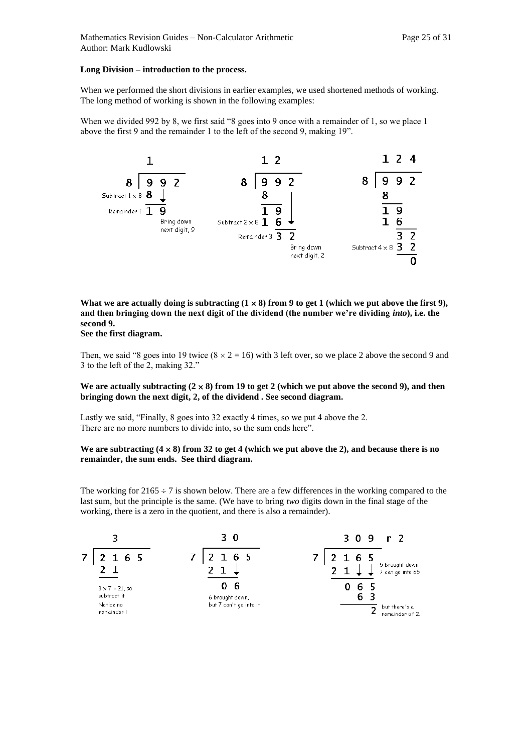**Long Division – introduction to the process.**

When we performed the short divisions in earlier examples, we used shortened methods of working. The long method of working is shown in the following examples:

When we divided 992 by 8, we first said "8 goes into 9 once with a remainder of 1, so we place 1 above the first 9 and the remainder 1 to the left of the second 9, making 19".

```
      1                    1 2                   1 2 4
 8 | 9 9 2            8 | 9 9 2             8 | 9 9 2
Subtract 1×8  8 ↓         8                     8
Remainder 1   1 9         1 9 |                 1 9
     Bring down      Subtract 2×8  1 6 ↓        1 6
     next digit, 9   Remainder 3   3 2            3 2
                          Bring down      Subtract 4×8  3 2
                          next digit, 2                   0
```

**What we are actually doing is subtracting (1 × 8) from 9 to get 1 (which we put above the first 9), and then bringing down the next digit of the dividend (the number we're dividing *into*), i.e. the second 9.**
**See the first diagram.**

Then, we said "8 goes into 19 twice ($8 \times 2 = 16$) with 3 left over, so we place 2 above the second 9 and 3 to the left of the 2, making 32."

**We are actually subtracting (2 × 8) from 19 to get 2 (which we put above the second 9), and then bringing down the next digit, 2, of the dividend . See second diagram.**

Lastly we said, "Finally, 8 goes into 32 exactly 4 times, so we put 4 above the 2.
There are no more numbers to divide into, so the sum ends here".

**We are subtracting (4 × 8) from 32 to get 4 (which we put above the 2), and because there is no remainder, the sum ends. See third diagram.**

The working for $2165 \div 7$ is shown below. There are a few differences in the working compared to the last sum, but the principle is the same. (We have to bring *two* digits down in the final stage of the working, there is a zero in the quotient, and there is also a remainder).

```
      3                    3 0                    3 0 9  r 2
 7 | 2 1 6 5          7 | 2 1 6 5            7 | 2 1 6 5
     2 1                  2 1 ↓                  2 1 ↓ ↓   5 brought down
                                                           7 can go into 65
 3 × 7 = 21, so           0 6                      0 6 5
 subtract it          6 brought down,                6 3
 Notice no            but 7 can't go into it           2   but there's a
 remainder !                                               remainder of 2.
```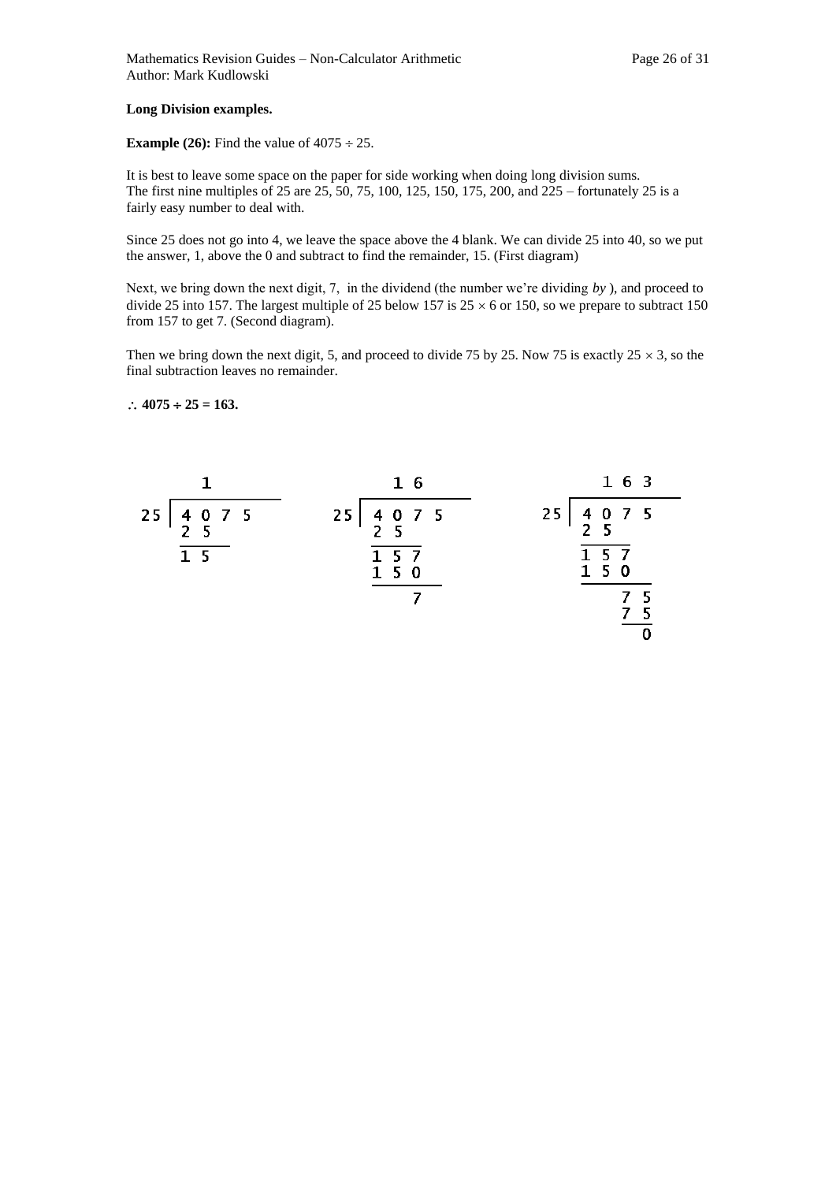**Long Division examples.**

**Example (26):** Find the value of $4075 \div 25$.

It is best to leave some space on the paper for side working when doing long division sums.
The first nine multiples of 25 are 25, 50, 75, 100, 125, 150, 175, 200, and 225 – fortunately 25 is a fairly easy number to deal with.

Since 25 does not go into 4, we leave the space above the 4 blank. We can divide 25 into 40, so we put the answer, 1, above the 0 and subtract to find the remainder, 15. (First diagram)

Next, we bring down the next digit, 7, in the dividend (the number we're dividing *by* ), and proceed to divide 25 into 157. The largest multiple of 25 below 157 is $25 \times 6$ or 150, so we prepare to subtract 150 from 157 to get 7. (Second diagram).

Then we bring down the next digit, 5, and proceed to divide 75 by 25. Now 75 is exactly $25 \times 3$, so the final subtraction leaves no remainder.

$\therefore$ **4075 ÷ 25 = 163.**

```
       1                  1 6                  1 6 3
25 | 4 0 7 5       25 | 4 0 7 5       25 | 4 0 7 5
     2 5                2 5                2 5
     ---                -----              -----
     1 5                1 5 7              1 5 7
                        1 5 0              1 5 0
                        -------            -------
                            7                  7 5
                                               7 5
                                               ---
                                                 0
```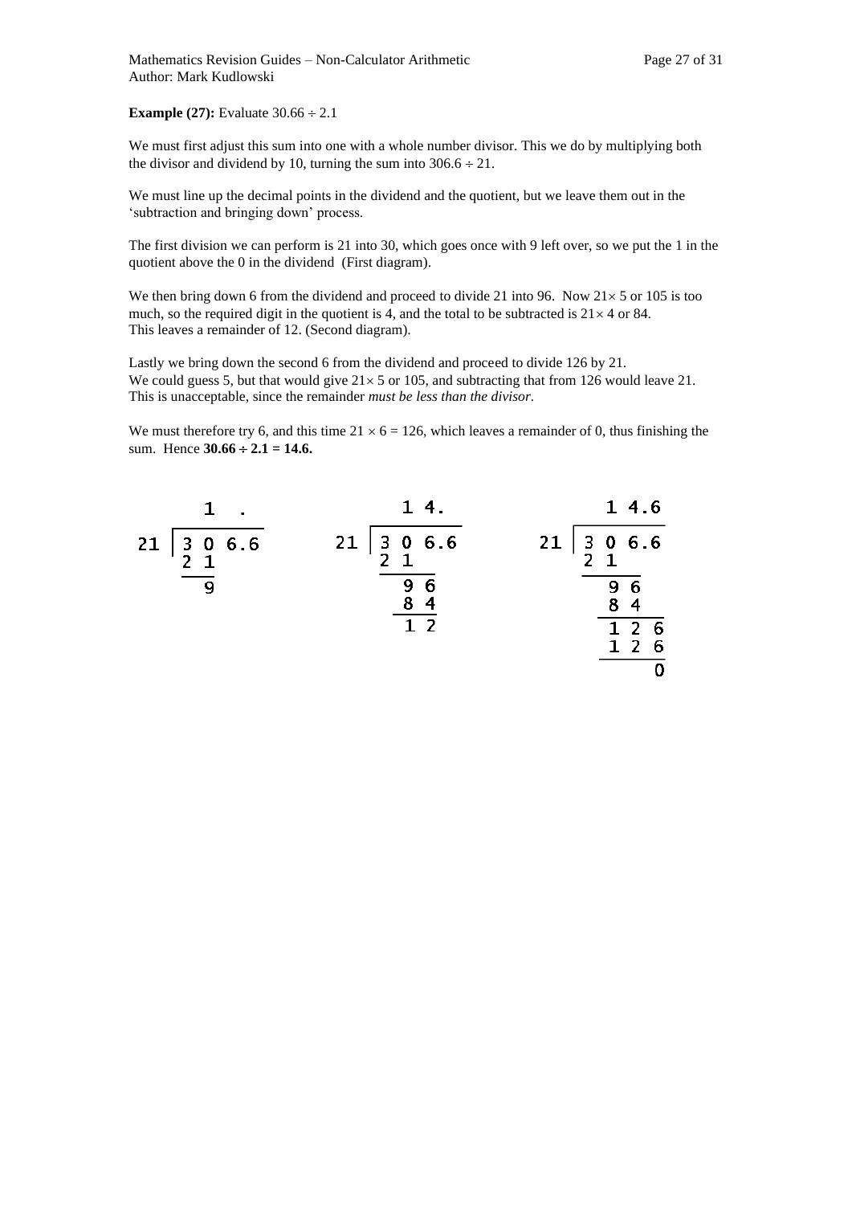**Example (27):** Evaluate $30.66 \div 2.1$

We must first adjust this sum into one with a whole number divisor. This we do by multiplying both the divisor and dividend by 10, turning the sum into $306.6 \div 21$.

We must line up the decimal points in the dividend and the quotient, but we leave them out in the 'subtraction and bringing down' process.

The first division we can perform is 21 into 30, which goes once with 9 left over, so we put the 1 in the quotient above the 0 in the dividend (First diagram).

We then bring down 6 from the dividend and proceed to divide 21 into 96. Now $21 \times 5$ or 105 is too much, so the required digit in the quotient is 4, and the total to be subtracted is $21 \times 4$ or 84. This leaves a remainder of 12. (Second diagram).

Lastly we bring down the second 6 from the dividend and proceed to divide 126 by 21. We could guess 5, but that would give $21 \times 5$ or 105, and subtracting that from 126 would leave 21. This is unacceptable, since the remainder *must be less than the divisor*.

We must therefore try 6, and this time $21 \times 6 = 126$, which leaves a remainder of 0, thus finishing the sum. Hence $\mathbf{30.66 \div 2.1 = 14.6}$.

```
      1  .              1 4.                1 4.6
21 | 3 0 6.6      21 | 3 0 6.6        21 | 3 0 6.6
     2 1               2 1                 2 1
     ---               -----               -----
       9                 9 6                 9 6
                         8 4                 8 4
                         ---                 -----
                         1 2                 1 2 6
                                             1 2 6
                                             -----
                                                 0
```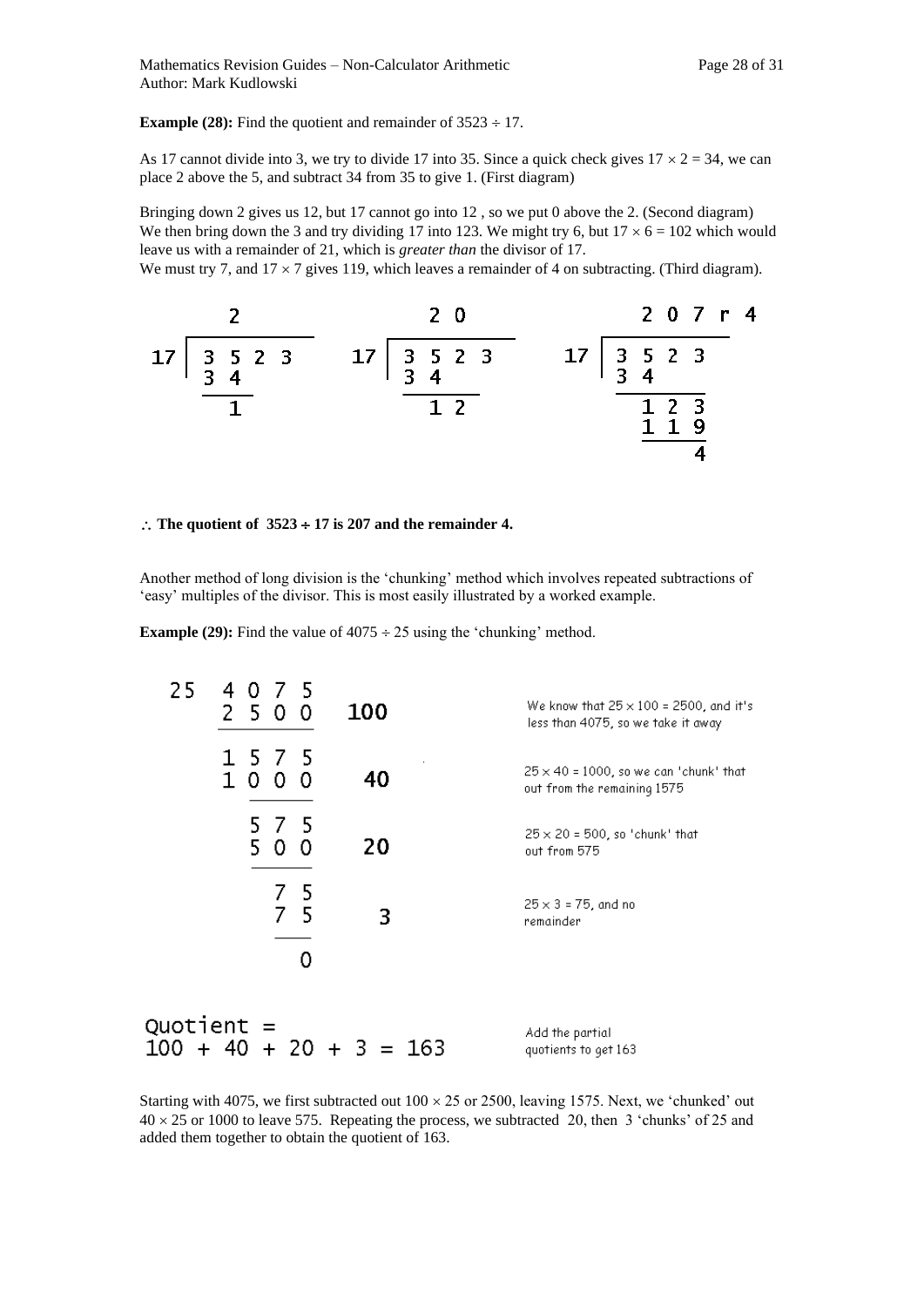**Example (28):** Find the quotient and remainder of $3523 \div 17$.

As 17 cannot divide into 3, we try to divide 17 into 35. Since a quick check gives $17 \times 2 = 34$, we can place 2 above the 5, and subtract 34 from 35 to give 1. (First diagram)

Bringing down 2 gives us 12, but 17 cannot go into 12 , so we put 0 above the 2. (Second diagram)
We then bring down the 3 and try dividing 17 into 123. We might try 6, but $17 \times 6 = 102$ which would leave us with a remainder of 21, which is *greater than* the divisor of 17.
We must try 7, and $17 \times 7$ gives 119, which leaves a remainder of 4 on subtracting. (Third diagram).

```
       2                 2 0                2 0 7 r 4
17 | 3 5 2 3      17 | 3 5 2 3      17 | 3 5 2 3
     3 4               3 4               3 4
       1                 1 2               1 2 3
                                           1 1 9
                                               4
```

$\therefore$ **The quotient of $3523 \div 17$ is 207 and the remainder 4.**

Another method of long division is the 'chunking' method which involves repeated subtractions of 'easy' multiples of the divisor. This is most easily illustrated by a worked example.

**Example (29):** Find the value of $4075 \div 25$ using the 'chunking' method.

```
25   4 0 7 5
     2 5 0 0     100     We know that 25 × 100 = 2500, and it's
                         less than 4075, so we take it away
     1 5 7 5
     1 0 0 0      40     25 × 40 = 1000, so we can 'chunk' that
                         out from the remaining 1575
       5 7 5
       5 0 0      20     25 × 20 = 500, so 'chunk' that
                         out from 575
         7 5
         7 5       3     25 × 3 = 75, and no
                         remainder
           0

Quotient =
100 + 40 + 20 + 3 = 163  Add the partial
                         quotients to get 163
```

Starting with 4075, we first subtracted out $100 \times 25$ or 2500, leaving 1575. Next, we 'chunked' out $40 \times 25$ or 1000 to leave 575. Repeating the process, we subtracted 20, then 3 'chunks' of 25 and added them together to obtain the quotient of 163.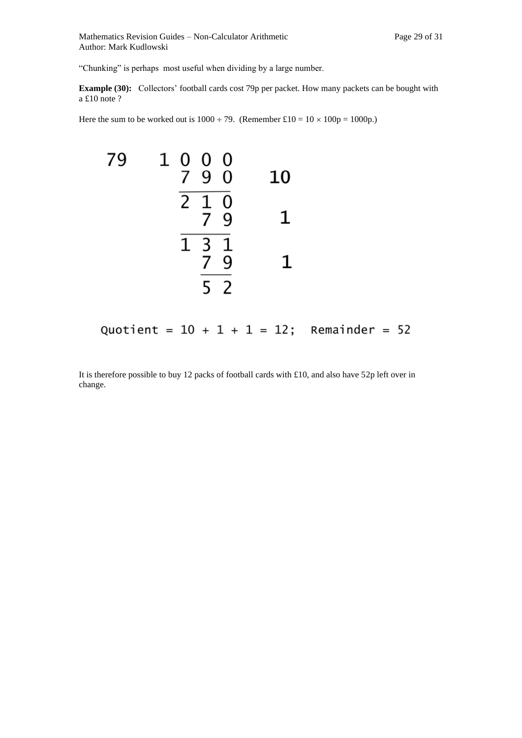"Chunking" is perhaps most useful when dividing by a large number.

**Example (30):** Collectors' football cards cost 79p per packet. How many packets can be bought with a £10 note ?

Here the sum to be worked out is $1000 \div 79$. (Remember £10 = $10 \times 100$p = 1000p.)

```
79    1 0 0 0
        7 9 0      10
      -------
        2 1 0
          7 9       1
      -------
        1 3 1
          7 9       1
        -----
          5 2
```

Quotient = 10 + 1 + 1 = 12; Remainder = 52

It is therefore possible to buy 12 packs of football cards with £10, and also have 52p left over in change.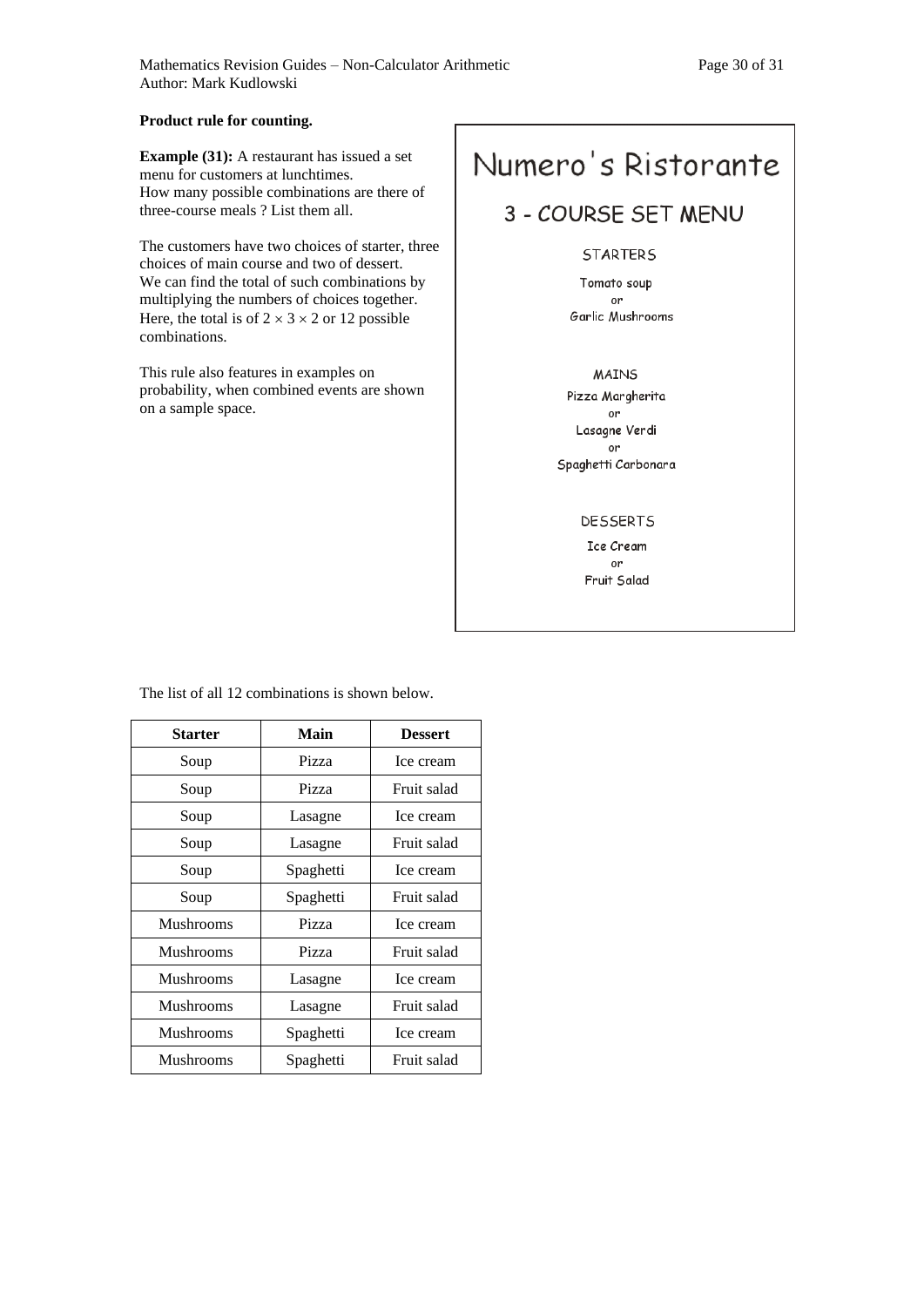**Product rule for counting.**

**Example (31):** A restaurant has issued a set menu for customers at lunchtimes.
How many possible combinations are there of three-course meals ? List them all.

Numero's Ristorante

3 - COURSE SET MENU

STARTERS

Tomato soup
or
Garlic Mushrooms

MAINS

Pizza Margherita
or
Lasagne Verdi
or
Spaghetti Carbonara

DESSERTS

Ice Cream
or
Fruit Salad

The customers have two choices of starter, three choices of main course and two of dessert.
We can find the total of such combinations by multiplying the numbers of choices together.
Here, the total is of $2 \times 3 \times 2$ or 12 possible combinations.

This rule also features in examples on probability, when combined events are shown on a sample space.

The list of all 12 combinations is shown below.

| Starter | Main | Dessert |
|---|---|---|
| Soup | Pizza | Ice cream |
| Soup | Pizza | Fruit salad |
| Soup | Lasagne | Ice cream |
| Soup | Lasagne | Fruit salad |
| Soup | Spaghetti | Ice cream |
| Soup | Spaghetti | Fruit salad |
| Mushrooms | Pizza | Ice cream |
| Mushrooms | Pizza | Fruit salad |
| Mushrooms | Lasagne | Ice cream |
| Mushrooms | Lasagne | Fruit salad |
| Mushrooms | Spaghetti | Ice cream |
| Mushrooms | Spaghetti | Fruit salad |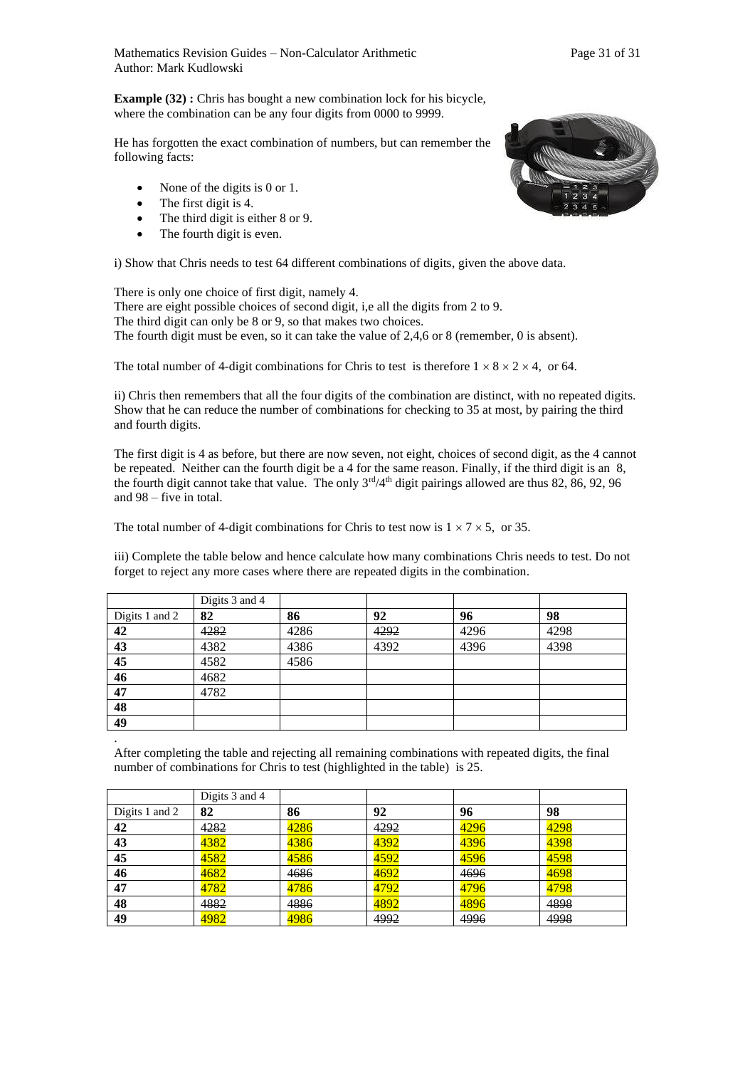**Example (32) :** Chris has bought a new combination lock for his bicycle, where the combination can be any four digits from 0000 to 9999.

He has forgotten the exact combination of numbers, but can remember the following facts:

- None of the digits is 0 or 1.
- The first digit is 4.
- The third digit is either 8 or 9.
- The fourth digit is even.

i) Show that Chris needs to test 64 different combinations of digits, given the above data.

There is only one choice of first digit, namely 4.
There are eight possible choices of second digit, i,e all the digits from 2 to 9.
The third digit can only be 8 or 9, so that makes two choices.
The fourth digit must be even, so it can take the value of 2,4,6 or 8 (remember, 0 is absent).

The total number of 4-digit combinations for Chris to test is therefore $1 \times 8 \times 2 \times 4$, or 64.

ii) Chris then remembers that all the four digits of the combination are distinct, with no repeated digits. Show that he can reduce the number of combinations for checking to 35 at most, by pairing the third and fourth digits.

The first digit is 4 as before, but there are now seven, not eight, choices of second digit, as the 4 cannot be repeated. Neither can the fourth digit be a 4 for the same reason. Finally, if the third digit is an 8, the fourth digit cannot take that value. The only 3rd/4th digit pairings allowed are thus 82, 86, 92, 96 and 98 – five in total.

The total number of 4-digit combinations for Chris to test now is $1 \times 7 \times 5$, or 35.

iii) Complete the table below and hence calculate how many combinations Chris needs to test. Do not forget to reject any more cases where there are repeated digits in the combination.

| | Digits 3 and 4 | | | | |
|---|---|---|---|---|---|
| Digits 1 and 2 | **82** | **86** | **92** | **96** | **98** |
| **42** | ~~4282~~ | 4286 | ~~4292~~ | 4296 | 4298 |
| **43** | 4382 | 4386 | 4392 | 4396 | 4398 |
| **45** | 4582 | 4586 | | | |
| **46** | 4682 | | | | |
| **47** | 4782 | | | | |
| **48** | | | | | |
| **49** | | | | | |

After completing the table and rejecting all remaining combinations with repeated digits, the final number of combinations for Chris to test (highlighted in the table) is 25.

| | Digits 3 and 4 | | | | |
|---|---|---|---|---|---|
| Digits 1 and 2 | **82** | **86** | **92** | **96** | **98** |
| **42** | ~~4282~~ | 4286 | ~~4292~~ | 4296 | 4298 |
| **43** | 4382 | 4386 | 4392 | 4396 | 4398 |
| **45** | 4582 | 4586 | 4592 | 4596 | 4598 |
| **46** | 4682 | ~~4686~~ | 4692 | ~~4696~~ | 4698 |
| **47** | 4782 | 4786 | 4792 | 4796 | 4798 |
| **48** | ~~4882~~ | ~~4886~~ | 4892 | 4896 | ~~4898~~ |
| **49** | 4982 | 4986 | ~~4992~~ | ~~4996~~ | ~~4998~~ |